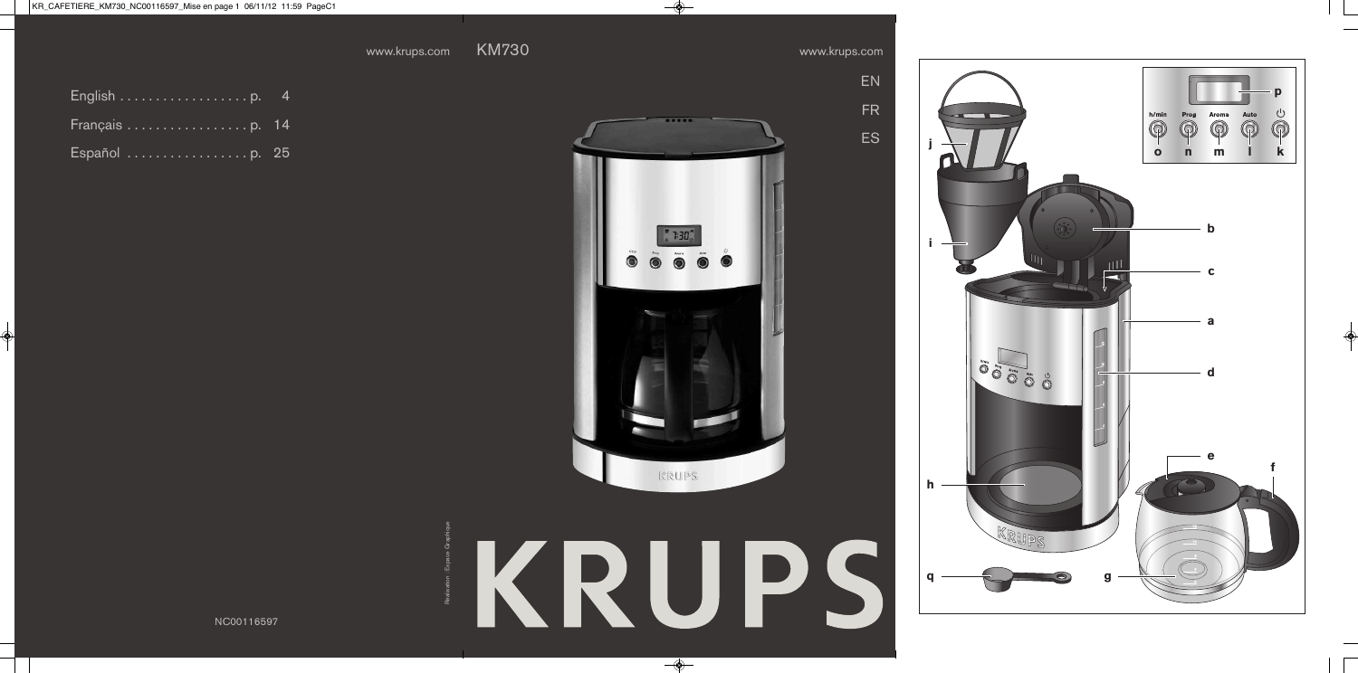www.krups.com

# KM730

www.krups.com

English . . . . . . . . . . . . . . . . . . p. 4

Français . . . . . . . . . . . . . . . . . p. 14

Español . . . . . . . . . . . . . . . . . p. 25

EN

FR

ES

KRUPS

NC00116597

h/min Prog Aroma Auto

p

o n m l k

j

i

b

c

a

d

e

f

h

q

g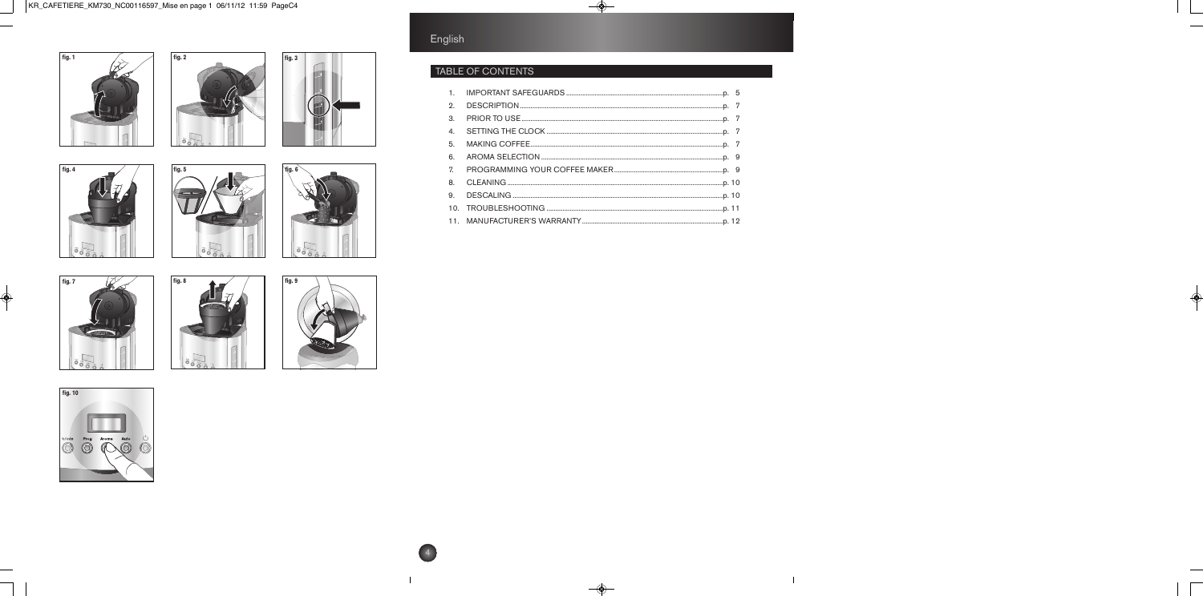fig. 1

fig. 2

fig. 3

fig. 4

fig. 5

fig. 6

fig. 7

fig. 8

fig. 9

fig. 10

# English

## TABLE OF CONTENTS

1. IMPORTANT SAFEGUARDS ............ p. 5
2. DESCRIPTION ............ p. 7
3. PRIOR TO USE ............ p. 7
4. SETTING THE CLOCK ............ p. 7
5. MAKING COFFEE ............ p. 7
6. AROMA SELECTION ............ p. 9
7. PROGRAMMING YOUR COFFEE MAKER ............ p. 9
8. CLEANING ............ p. 10
9. DESCALING ............ p. 10
10. TROUBLESHOOTING ............ p. 11
11. MANUFACTURER'S WARRANTY ............ p. 12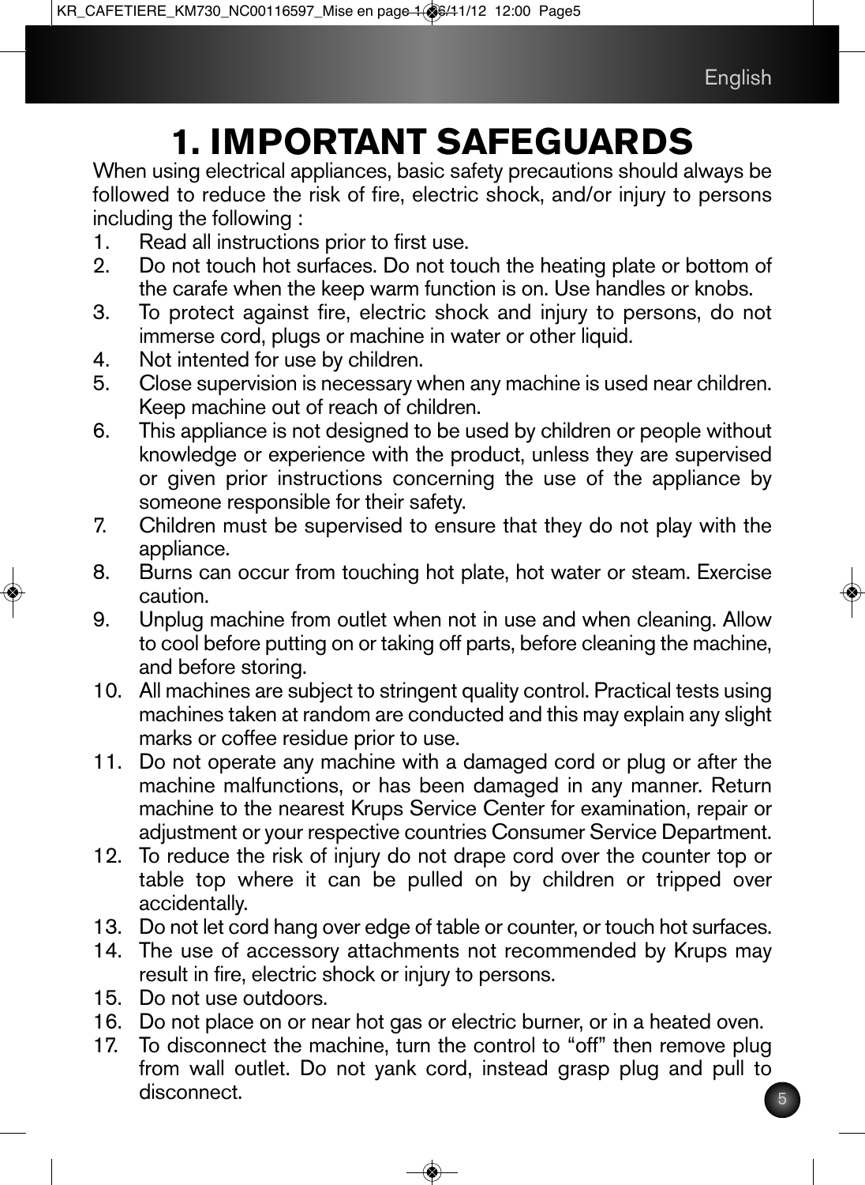# 1. IMPORTANT SAFEGUARDS

When using electrical appliances, basic safety precautions should always be followed to reduce the risk of fire, electric shock, and/or injury to persons including the following :

1. Read all instructions prior to first use.
2. Do not touch hot surfaces. Do not touch the heating plate or bottom of the carafe when the keep warm function is on. Use handles or knobs.
3. To protect against fire, electric shock and injury to persons, do not immerse cord, plugs or machine in water or other liquid.
4. Not intented for use by children.
5. Close supervision is necessary when any machine is used near children. Keep machine out of reach of children.
6. This appliance is not designed to be used by children or people without knowledge or experience with the product, unless they are supervised or given prior instructions concerning the use of the appliance by someone responsible for their safety.
7. Children must be supervised to ensure that they do not play with the appliance.
8. Burns can occur from touching hot plate, hot water or steam. Exercise caution.
9. Unplug machine from outlet when not in use and when cleaning. Allow to cool before putting on or taking off parts, before cleaning the machine, and before storing.
10. All machines are subject to stringent quality control. Practical tests using machines taken at random are conducted and this may explain any slight marks or coffee residue prior to use.
11. Do not operate any machine with a damaged cord or plug or after the machine malfunctions, or has been damaged in any manner. Return machine to the nearest Krups Service Center for examination, repair or adjustment or your respective countries Consumer Service Department.
12. To reduce the risk of injury do not drape cord over the counter top or table top where it can be pulled on by children or tripped over accidentally.
13. Do not let cord hang over edge of table or counter, or touch hot surfaces.
14. The use of accessory attachments not recommended by Krups may result in fire, electric shock or injury to persons.
15. Do not use outdoors.
16. Do not place on or near hot gas or electric burner, or in a heated oven.
17. To disconnect the machine, turn the control to “off” then remove plug from wall outlet. Do not yank cord, instead grasp plug and pull to disconnect.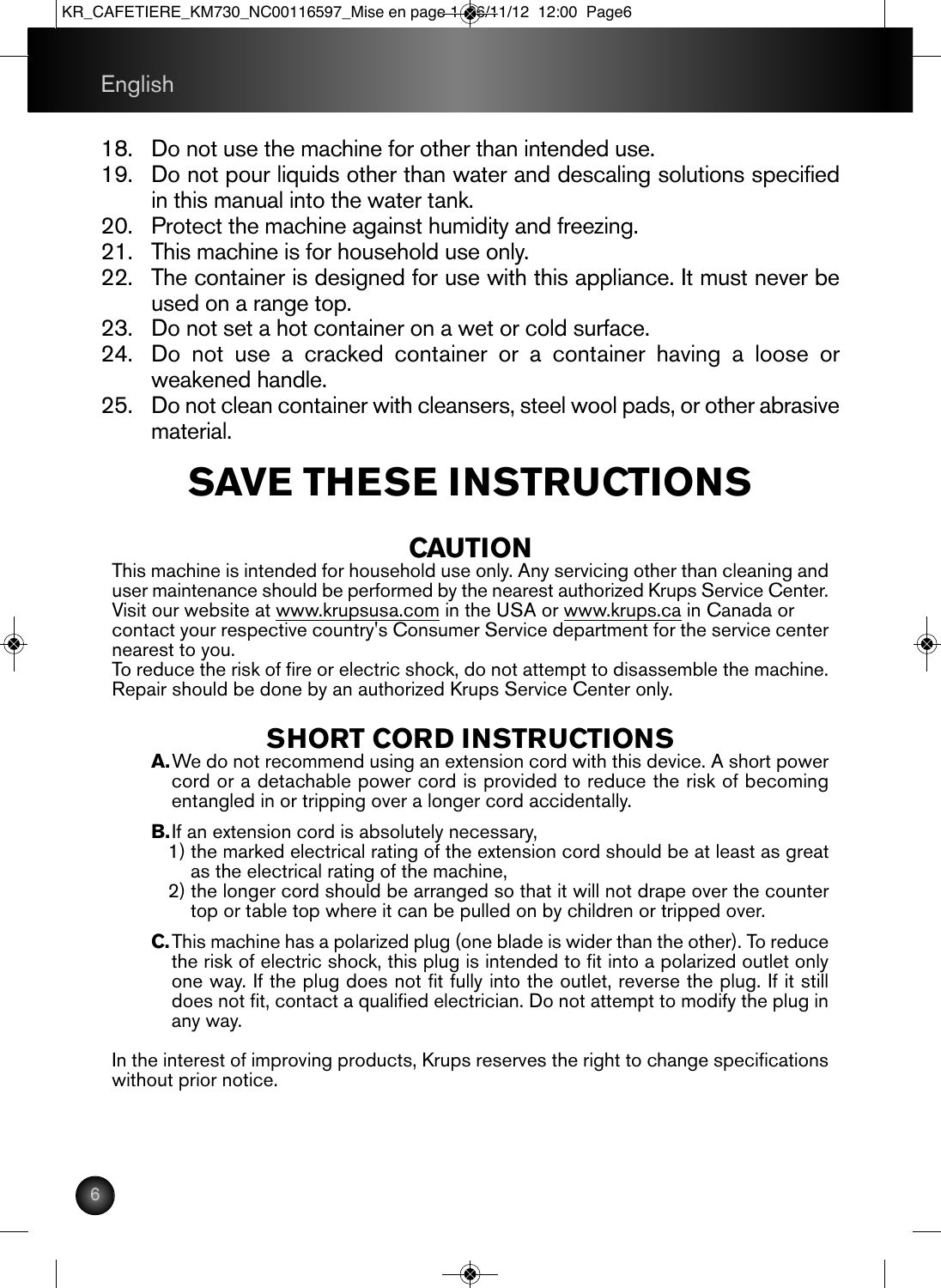18. Do not use the machine for other than intended use.
19. Do not pour liquids other than water and descaling solutions specified in this manual into the water tank.
20. Protect the machine against humidity and freezing.
21. This machine is for household use only.
22. The container is designed for use with this appliance. It must never be used on a range top.
23. Do not set a hot container on a wet or cold surface.
24. Do not use a cracked container or a container having a loose or weakened handle.
25. Do not clean container with cleansers, steel wool pads, or other abrasive material.

# SAVE THESE INSTRUCTIONS

## CAUTION

This machine is intended for household use only. Any servicing other than cleaning and user maintenance should be performed by the nearest authorized Krups Service Center. Visit our website at www.krupsusa.com in the USA or www.krups.ca in Canada or contact your respective country's Consumer Service department for the service center nearest to you.
To reduce the risk of fire or electric shock, do not attempt to disassemble the machine. Repair should be done by an authorized Krups Service Center only.

## SHORT CORD INSTRUCTIONS

**A.** We do not recommend using an extension cord with this device. A short power cord or a detachable power cord is provided to reduce the risk of becoming entangled in or tripping over a longer cord accidentally.

**B.** If an extension cord is absolutely necessary,
1) the marked electrical rating of the extension cord should be at least as great as the electrical rating of the machine,
2) the longer cord should be arranged so that it will not drape over the counter top or table top where it can be pulled on by children or tripped over.

**C.** This machine has a polarized plug (one blade is wider than the other). To reduce the risk of electric shock, this plug is intended to fit into a polarized outlet only one way. If the plug does not fit fully into the outlet, reverse the plug. If it still does not fit, contact a qualified electrician. Do not attempt to modify the plug in any way.

In the interest of improving products, Krups reserves the right to change specifications without prior notice.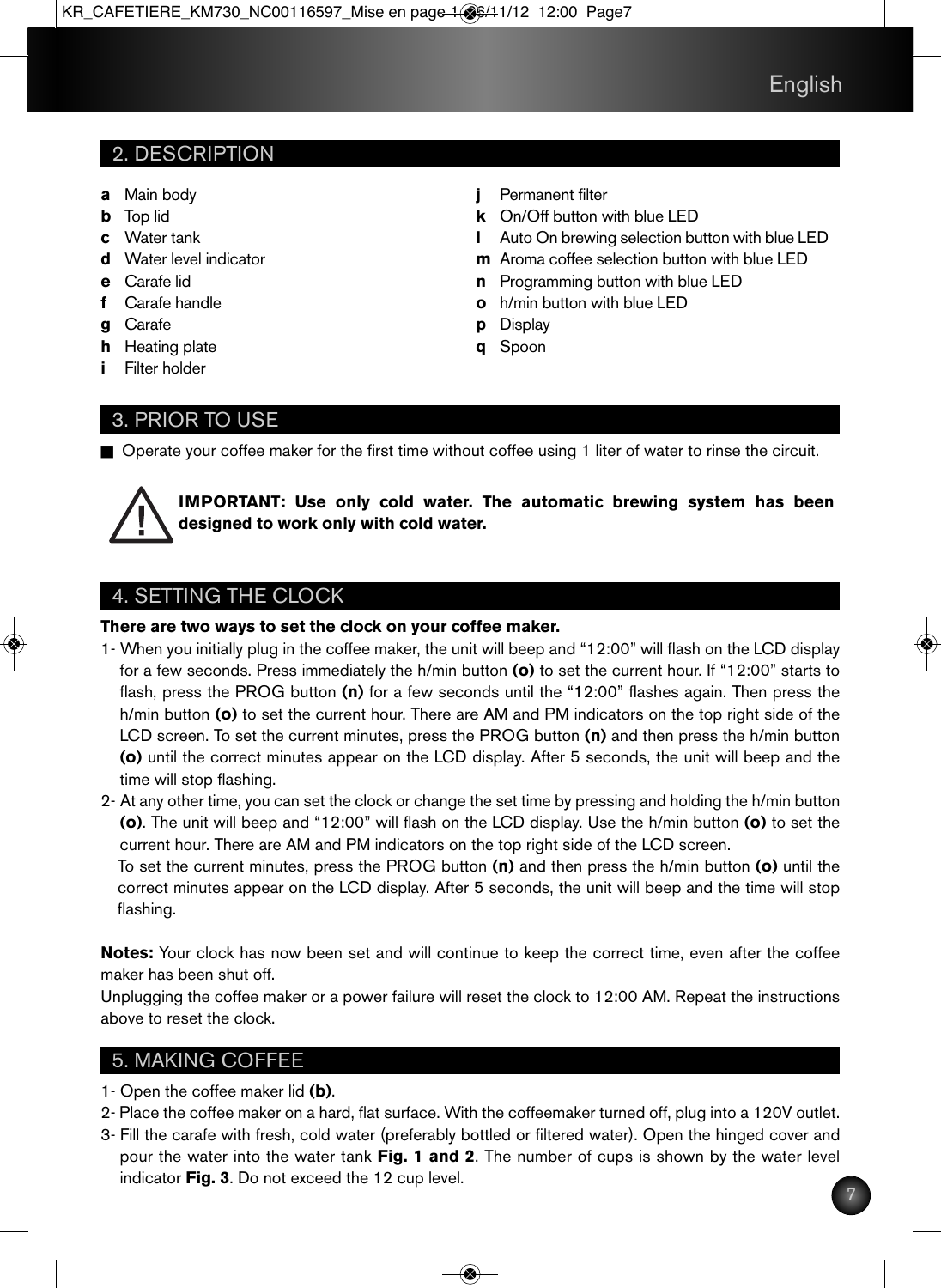## 2. DESCRIPTION

- **a** Main body
- **b** Top lid
- **c** Water tank
- **d** Water level indicator
- **e** Carafe lid
- **f** Carafe handle
- **g** Carafe
- **h** Heating plate
- **i** Filter holder
- **j** Permanent filter
- **k** On/Off button with blue LED
- **l** Auto On brewing selection button with blue LED
- **m** Aroma coffee selection button with blue LED
- **n** Programming button with blue LED
- **o** h/min button with blue LED
- **p** Display
- **q** Spoon

## 3. PRIOR TO USE

- Operate your coffee maker for the first time without coffee using 1 liter of water to rinse the circuit.

**IMPORTANT: Use only cold water. The automatic brewing system has been designed to work only with cold water.**

## 4. SETTING THE CLOCK

**There are two ways to set the clock on your coffee maker.**

1- When you initially plug in the coffee maker, the unit will beep and "12:00" will flash on the LCD display for a few seconds. Press immediately the h/min button **(o)** to set the current hour. If "12:00" starts to flash, press the PROG button **(n)** for a few seconds until the "12:00" flashes again. Then press the h/min button **(o)** to set the current hour. There are AM and PM indicators on the top right side of the LCD screen. To set the current minutes, press the PROG button **(n)** and then press the h/min button **(o)** until the correct minutes appear on the LCD display. After 5 seconds, the unit will beep and the time will stop flashing.

2- At any other time, you can set the clock or change the set time by pressing and holding the h/min button **(o)**. The unit will beep and "12:00" will flash on the LCD display. Use the h/min button **(o)** to set the current hour. There are AM and PM indicators on the top right side of the LCD screen.
To set the current minutes, press the PROG button **(n)** and then press the h/min button **(o)** until the correct minutes appear on the LCD display. After 5 seconds, the unit will beep and the time will stop flashing.

**Notes:** Your clock has now been set and will continue to keep the correct time, even after the coffee maker has been shut off.
Unplugging the coffee maker or a power failure will reset the clock to 12:00 AM. Repeat the instructions above to reset the clock.

## 5. MAKING COFFEE

1- Open the coffee maker lid **(b)**.
2- Place the coffee maker on a hard, flat surface. With the coffeemaker turned off, plug into a 120V outlet.
3- Fill the carafe with fresh, cold water (preferably bottled or filtered water). Open the hinged cover and pour the water into the water tank **Fig. 1 and 2**. The number of cups is shown by the water level indicator **Fig. 3**. Do not exceed the 12 cup level.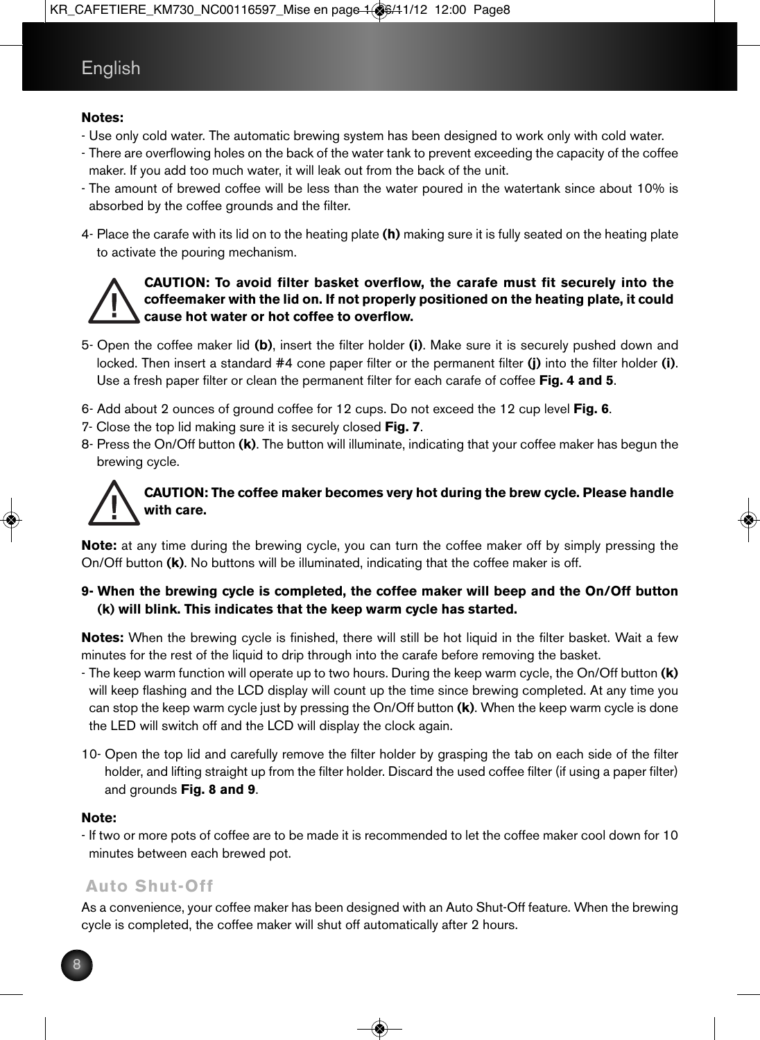**Notes:**

- Use only cold water. The automatic brewing system has been designed to work only with cold water.
- There are overflowing holes on the back of the water tank to prevent exceeding the capacity of the coffee maker. If you add too much water, it will leak out from the back of the unit.
- The amount of brewed coffee will be less than the water poured in the watertank since about 10% is absorbed by the coffee grounds and the filter.

4- Place the carafe with its lid on to the heating plate **(h)** making sure it is fully seated on the heating plate to activate the pouring mechanism.

**CAUTION: To avoid filter basket overflow, the carafe must fit securely into the coffeemaker with the lid on. If not properly positioned on the heating plate, it could cause hot water or hot coffee to overflow.**

5- Open the coffee maker lid **(b)**, insert the filter holder **(i)**. Make sure it is securely pushed down and locked. Then insert a standard #4 cone paper filter or the permanent filter **(j)** into the filter holder **(i)**. Use a fresh paper filter or clean the permanent filter for each carafe of coffee **Fig. 4 and 5**.

6- Add about 2 ounces of ground coffee for 12 cups. Do not exceed the 12 cup level **Fig. 6**.

7- Close the top lid making sure it is securely closed **Fig. 7**.

8- Press the On/Off button **(k)**. The button will illuminate, indicating that your coffee maker has begun the brewing cycle.

**CAUTION: The coffee maker becomes very hot during the brew cycle. Please handle with care.**

**Note:** at any time during the brewing cycle, you can turn the coffee maker off by simply pressing the On/Off button **(k)**. No buttons will be illuminated, indicating that the coffee maker is off.

**9- When the brewing cycle is completed, the coffee maker will beep and the On/Off button (k) will blink. This indicates that the keep warm cycle has started.**

**Notes:** When the brewing cycle is finished, there will still be hot liquid in the filter basket. Wait a few minutes for the rest of the liquid to drip through into the carafe before removing the basket.

- The keep warm function will operate up to two hours. During the keep warm cycle, the On/Off button **(k)** will keep flashing and the LCD display will count up the time since brewing completed. At any time you can stop the keep warm cycle just by pressing the On/Off button **(k)**. When the keep warm cycle is done the LED will switch off and the LCD will display the clock again.

10- Open the top lid and carefully remove the filter holder by grasping the tab on each side of the filter holder, and lifting straight up from the filter holder. Discard the used coffee filter (if using a paper filter) and grounds **Fig. 8 and 9**.

**Note:**

- If two or more pots of coffee are to be made it is recommended to let the coffee maker cool down for 10 minutes between each brewed pot.

## Auto Shut-Off

As a convenience, your coffee maker has been designed with an Auto Shut-Off feature. When the brewing cycle is completed, the coffee maker will shut off automatically after 2 hours.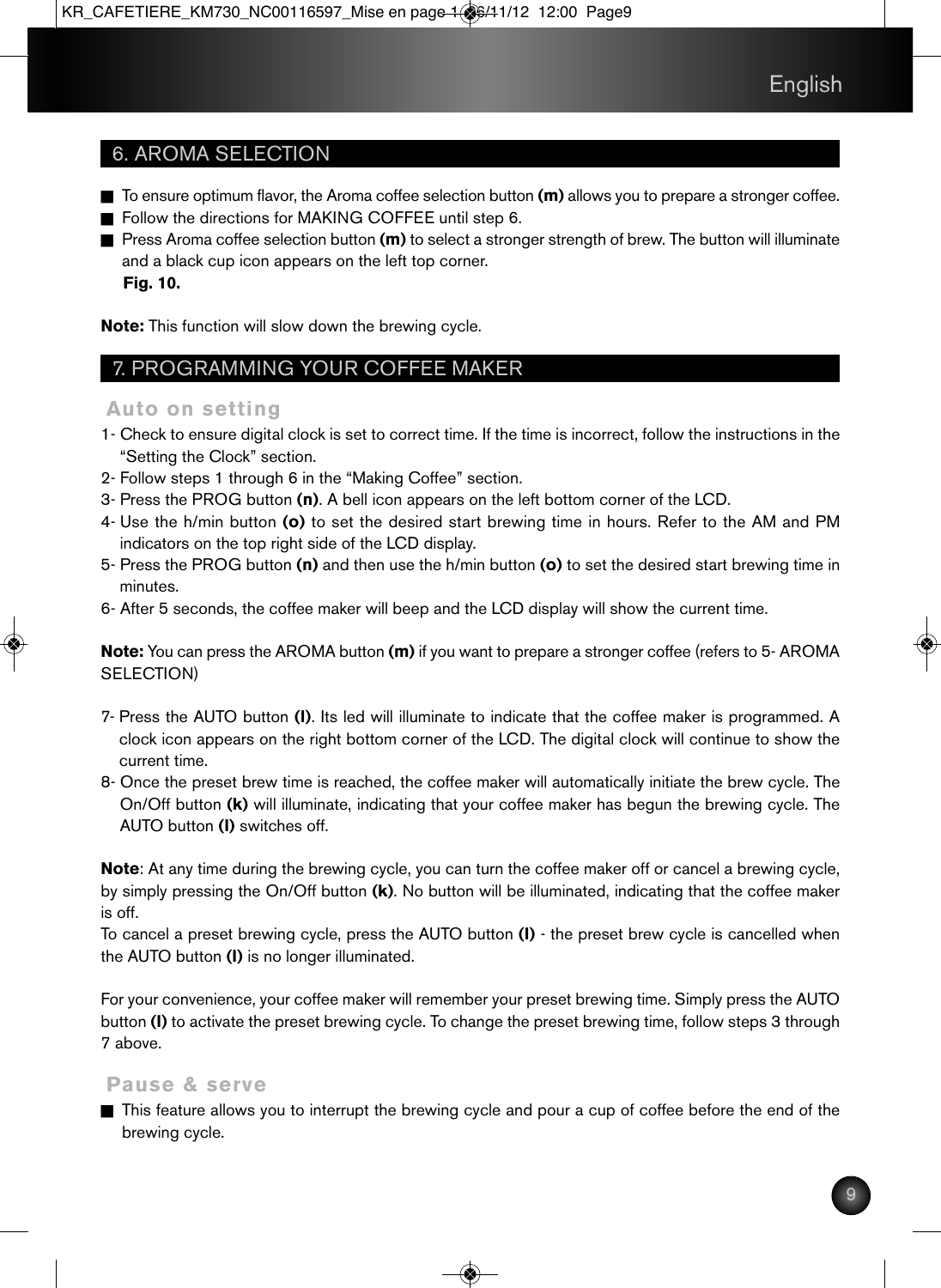## 6. AROMA SELECTION

- To ensure optimum flavor, the Aroma coffee selection button **(m)** allows you to prepare a stronger coffee.
- Follow the directions for MAKING COFFEE until step 6.
- Press Aroma coffee selection button **(m)** to select a stronger strength of brew. The button will illuminate and a black cup icon appears on the left top corner.
  **Fig. 10.**

**Note:** This function will slow down the brewing cycle.

## 7. PROGRAMMING YOUR COFFEE MAKER

### Auto on setting

1- Check to ensure digital clock is set to correct time. If the time is incorrect, follow the instructions in the "Setting the Clock" section.
2- Follow steps 1 through 6 in the "Making Coffee" section.
3- Press the PROG button **(n)**. A bell icon appears on the left bottom corner of the LCD.
4- Use the h/min button **(o)** to set the desired start brewing time in hours. Refer to the AM and PM indicators on the top right side of the LCD display.
5- Press the PROG button **(n)** and then use the h/min button **(o)** to set the desired start brewing time in minutes.
6- After 5 seconds, the coffee maker will beep and the LCD display will show the current time.

**Note:** You can press the AROMA button **(m)** if you want to prepare a stronger coffee (refers to 5- AROMA SELECTION)

7- Press the AUTO button **(l)**. Its led will illuminate to indicate that the coffee maker is programmed. A clock icon appears on the right bottom corner of the LCD. The digital clock will continue to show the current time.
8- Once the preset brew time is reached, the coffee maker will automatically initiate the brew cycle. The On/Off button **(k)** will illuminate, indicating that your coffee maker has begun the brewing cycle. The AUTO button **(l)** switches off.

**Note**: At any time during the brewing cycle, you can turn the coffee maker off or cancel a brewing cycle, by simply pressing the On/Off button **(k)**. No button will be illuminated, indicating that the coffee maker is off.
To cancel a preset brewing cycle, press the AUTO button **(l)** - the preset brew cycle is cancelled when the AUTO button **(l)** is no longer illuminated.

For your convenience, your coffee maker will remember your preset brewing time. Simply press the AUTO button **(l)** to activate the preset brewing cycle. To change the preset brewing time, follow steps 3 through 7 above.

### Pause & serve

- This feature allows you to interrupt the brewing cycle and pour a cup of coffee before the end of the brewing cycle.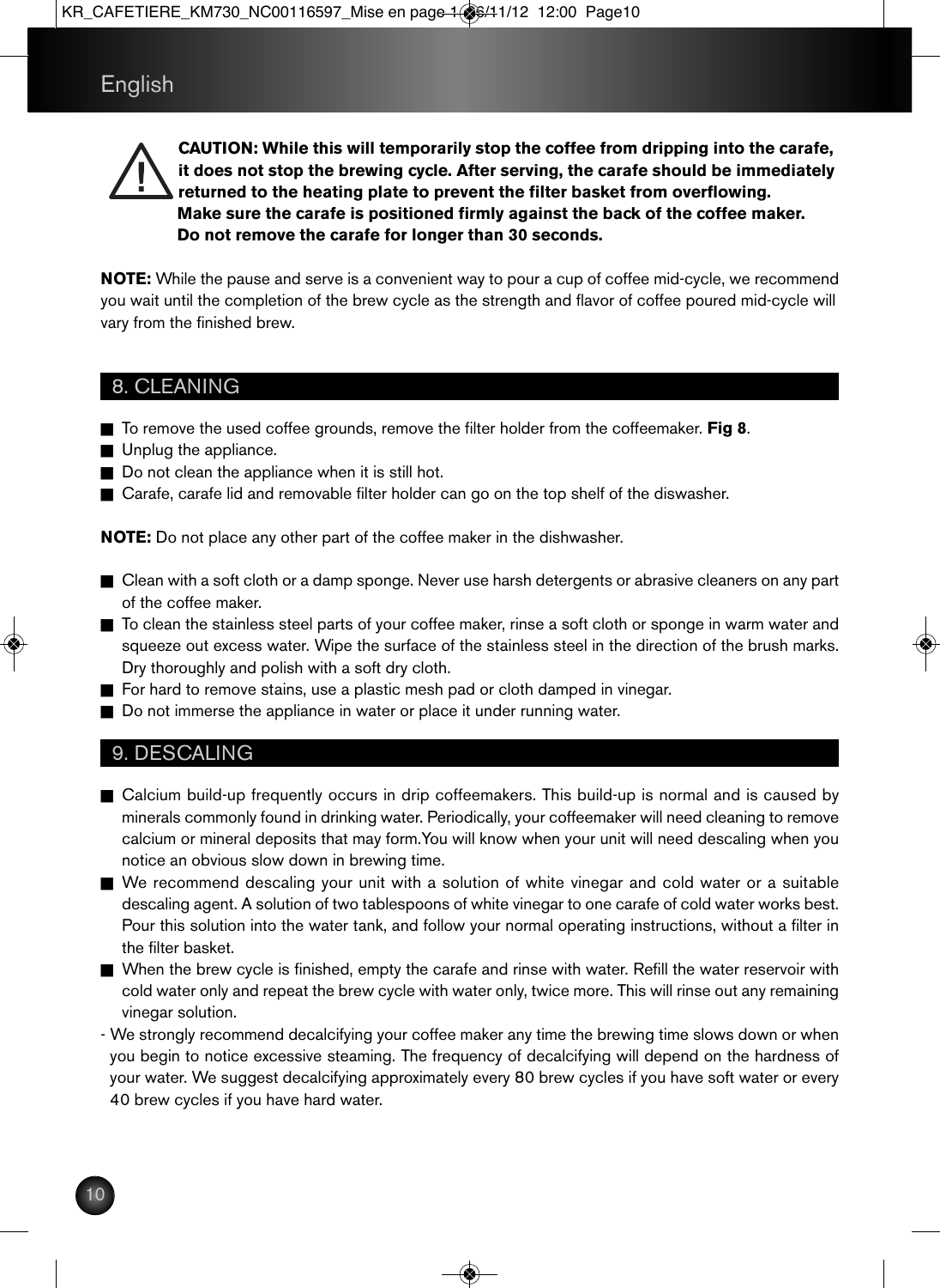**CAUTION: While this will temporarily stop the coffee from dripping into the carafe, it does not stop the brewing cycle. After serving, the carafe should be immediately returned to the heating plate to prevent the filter basket from overflowing. Make sure the carafe is positioned firmly against the back of the coffee maker. Do not remove the carafe for longer than 30 seconds.**

**NOTE:** While the pause and serve is a convenient way to pour a cup of coffee mid-cycle, we recommend you wait until the completion of the brew cycle as the strength and flavor of coffee poured mid-cycle will vary from the finished brew.

## 8. CLEANING

- To remove the used coffee grounds, remove the filter holder from the coffeemaker. **Fig 8**.
- Unplug the appliance.
- Do not clean the appliance when it is still hot.
- Carafe, carafe lid and removable filter holder can go on the top shelf of the diswasher.

**NOTE:** Do not place any other part of the coffee maker in the dishwasher.

- Clean with a soft cloth or a damp sponge. Never use harsh detergents or abrasive cleaners on any part of the coffee maker.
- To clean the stainless steel parts of your coffee maker, rinse a soft cloth or sponge in warm water and squeeze out excess water. Wipe the surface of the stainless steel in the direction of the brush marks. Dry thoroughly and polish with a soft dry cloth.
- For hard to remove stains, use a plastic mesh pad or cloth damped in vinegar.
- Do not immerse the appliance in water or place it under running water.

## 9. DESCALING

- Calcium build-up frequently occurs in drip coffeemakers. This build-up is normal and is caused by minerals commonly found in drinking water. Periodically, your coffeemaker will need cleaning to remove calcium or mineral deposits that may form.You will know when your unit will need descaling when you notice an obvious slow down in brewing time.
- We recommend descaling your unit with a solution of white vinegar and cold water or a suitable descaling agent. A solution of two tablespoons of white vinegar to one carafe of cold water works best. Pour this solution into the water tank, and follow your normal operating instructions, without a filter in the filter basket.
- When the brew cycle is finished, empty the carafe and rinse with water. Refill the water reservoir with cold water only and repeat the brew cycle with water only, twice more. This will rinse out any remaining vinegar solution.

- We strongly recommend decalcifying your coffee maker any time the brewing time slows down or when you begin to notice excessive steaming. The frequency of decalcifying will depend on the hardness of your water. We suggest decalcifying approximately every 80 brew cycles if you have soft water or every 40 brew cycles if you have hard water.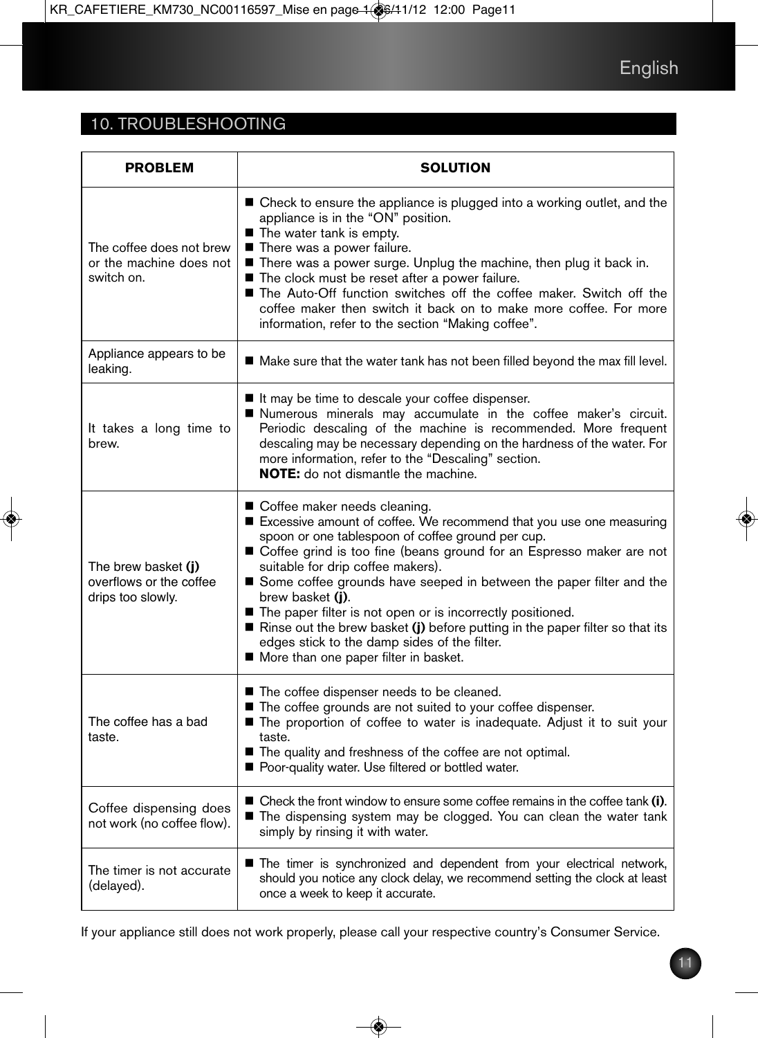## 10. TROUBLESHOOTING

| PROBLEM | SOLUTION |
|---|---|
| The coffee does not brew or the machine does not switch on. | ■ Check to ensure the appliance is plugged into a working outlet, and the appliance is in the "ON" position.<br>■ The water tank is empty.<br>■ There was a power failure.<br>■ There was a power surge. Unplug the machine, then plug it back in.<br>■ The clock must be reset after a power failure.<br>■ The Auto-Off function switches off the coffee maker. Switch off the coffee maker then switch it back on to make more coffee. For more information, refer to the section "Making coffee". |
| Appliance appears to be leaking. | ■ Make sure that the water tank has not been filled beyond the max fill level. |
| It takes a long time to brew. | ■ It may be time to descale your coffee dispenser.<br>■ Numerous minerals may accumulate in the coffee maker's circuit. Periodic descaling of the machine is recommended. More frequent descaling may be necessary depending on the hardness of the water. For more information, refer to the "Descaling" section.<br>**NOTE:** do not dismantle the machine. |
| The brew basket **(j)** overflows or the coffee drips too slowly. | ■ Coffee maker needs cleaning.<br>■ Excessive amount of coffee. We recommend that you use one measuring spoon or one tablespoon of coffee ground per cup.<br>■ Coffee grind is too fine (beans ground for an Espresso maker are not suitable for drip coffee makers).<br>■ Some coffee grounds have seeped in between the paper filter and the brew basket **(j)**.<br>■ The paper filter is not open or is incorrectly positioned.<br>■ Rinse out the brew basket **(j)** before putting in the paper filter so that its edges stick to the damp sides of the filter.<br>■ More than one paper filter in basket. |
| The coffee has a bad taste. | ■ The coffee dispenser needs to be cleaned.<br>■ The coffee grounds are not suited to your coffee dispenser.<br>■ The proportion of coffee to water is inadequate. Adjust it to suit your taste.<br>■ The quality and freshness of the coffee are not optimal.<br>■ Poor-quality water. Use filtered or bottled water. |
| Coffee dispensing does not work (no coffee flow). | ■ Check the front window to ensure some coffee remains in the coffee tank **(i)**.<br>■ The dispensing system may be clogged. You can clean the water tank simply by rinsing it with water. |
| The timer is not accurate (delayed). | ■ The timer is synchronized and dependent from your electrical network, should you notice any clock delay, we recommend setting the clock at least once a week to keep it accurate. |

If your appliance still does not work properly, please call your respective country's Consumer Service.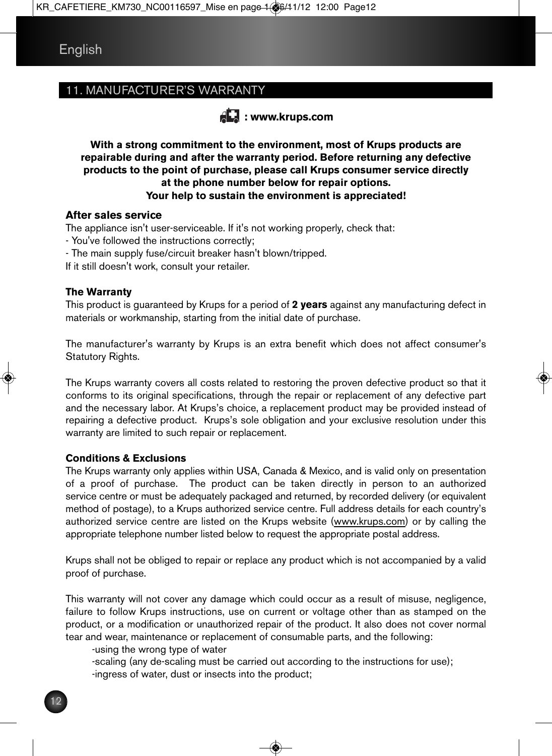## 11. MANUFACTURER'S WARRANTY

**: www.krups.com**

**With a strong commitment to the environment, most of Krups products are repairable during and after the warranty period. Before returning any defective products to the point of purchase, please call Krups consumer service directly at the phone number below for repair options.**
**Your help to sustain the environment is appreciated!**

**After sales service**
The appliance isn't user-serviceable. If it's not working properly, check that:
- You've followed the instructions correctly;
- The main supply fuse/circuit breaker hasn't blown/tripped.

If it still doesn't work, consult your retailer.

**The Warranty**
This product is guaranteed by Krups for a period of **2 years** against any manufacturing defect in materials or workmanship, starting from the initial date of purchase.

The manufacturer's warranty by Krups is an extra benefit which does not affect consumer's Statutory Rights.

The Krups warranty covers all costs related to restoring the proven defective product so that it conforms to its original specifications, through the repair or replacement of any defective part and the necessary labor. At Krups's choice, a replacement product may be provided instead of repairing a defective product. Krups's sole obligation and your exclusive resolution under this warranty are limited to such repair or replacement.

**Conditions & Exclusions**
The Krups warranty only applies within USA, Canada & Mexico, and is valid only on presentation of a proof of purchase. The product can be taken directly in person to an authorized service centre or must be adequately packaged and returned, by recorded delivery (or equivalent method of postage), to a Krups authorized service centre. Full address details for each country's authorized service centre are listed on the Krups website (www.krups.com) or by calling the appropriate telephone number listed below to request the appropriate postal address.

Krups shall not be obliged to repair or replace any product which is not accompanied by a valid proof of purchase.

This warranty will not cover any damage which could occur as a result of misuse, negligence, failure to follow Krups instructions, use on current or voltage other than as stamped on the product, or a modification or unauthorized repair of the product. It also does not cover normal tear and wear, maintenance or replacement of consumable parts, and the following:

-using the wrong type of water
-scaling (any de-scaling must be carried out according to the instructions for use);
-ingress of water, dust or insects into the product;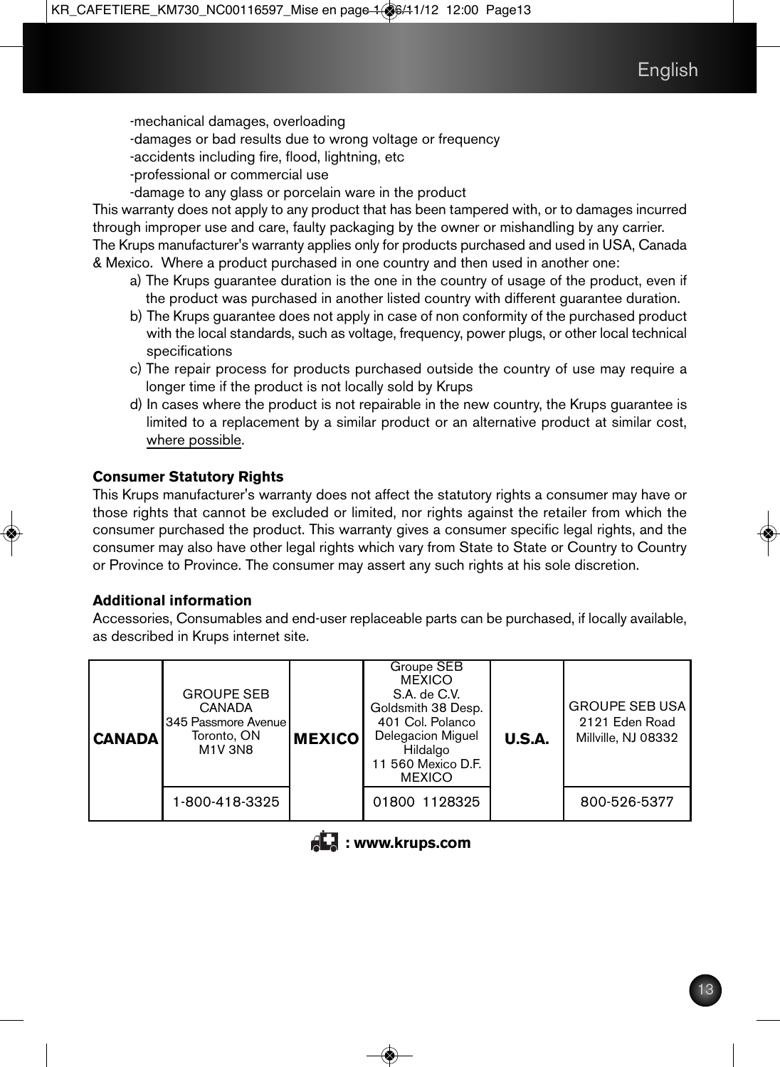-mechanical damages, overloading
-damages or bad results due to wrong voltage or frequency
-accidents including fire, flood, lightning, etc
-professional or commercial use
-damage to any glass or porcelain ware in the product

This warranty does not apply to any product that has been tampered with, or to damages incurred through improper use and care, faulty packaging by the owner or mishandling by any carrier.

The Krups manufacturer's warranty applies only for products purchased and used in USA, Canada & Mexico. Where a product purchased in one country and then used in another one:

a) The Krups guarantee duration is the one in the country of usage of the product, even if the product was purchased in another listed country with different guarantee duration.
b) The Krups guarantee does not apply in case of non conformity of the purchased product with the local standards, such as voltage, frequency, power plugs, or other local technical specifications
c) The repair process for products purchased outside the country of use may require a longer time if the product is not locally sold by Krups
d) In cases where the product is not repairable in the new country, the Krups guarantee is limited to a replacement by a similar product or an alternative product at similar cost, where possible.

**Consumer Statutory Rights**

This Krups manufacturer's warranty does not affect the statutory rights a consumer may have or those rights that cannot be excluded or limited, nor rights against the retailer from which the consumer purchased the product. This warranty gives a consumer specific legal rights, and the consumer may also have other legal rights which vary from State to State or Country to Country or Province to Province. The consumer may assert any such rights at his sole discretion.

**Additional information**

Accessories, Consumables and end-user replaceable parts can be purchased, if locally available, as described in Krups internet site.

| **CANADA** | GROUPE SEB CANADA 345 Passmore Avenue Toronto, ON M1V 3N8 | **MEXICO** | Groupe SEB MEXICO S.A. de C.V. Goldsmith 38 Desp. 401 Col. Polanco Delegacion Miguel Hildalgo 11 560 Mexico D.F. MEXICO | **U.S.A.** | GROUPE SEB USA 2121 Eden Road Millville, NJ 08332 |
|---|---|---|---|---|---|
| | 1-800-418-3325 | | 01800 1128325 | | 800-526-5377 |

**: www.krups.com**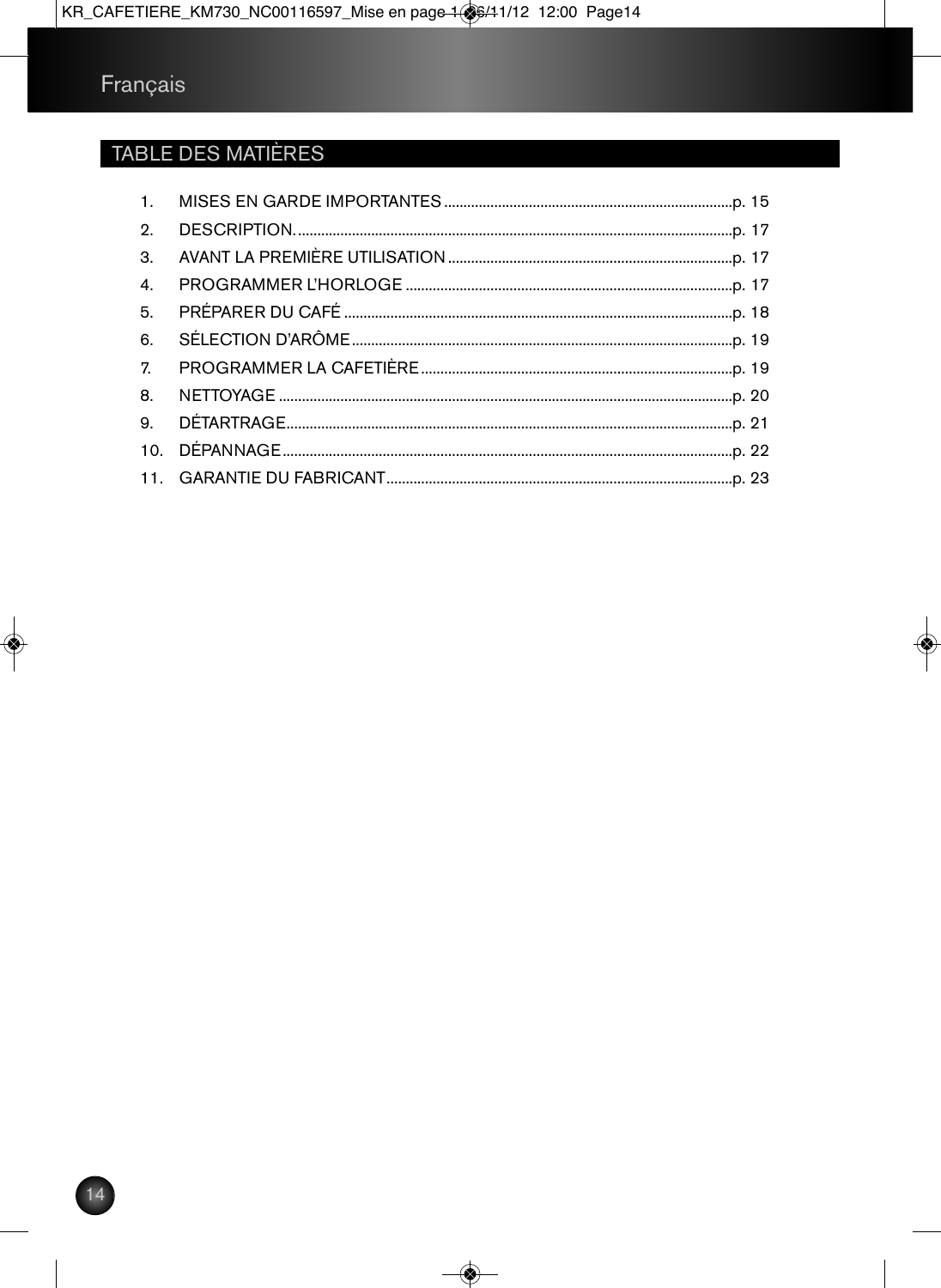Français

## TABLE DES MATIÈRES

1. MISES EN GARDE IMPORTANTES .......... p. 15
2. DESCRIPTION. .......... p. 17
3. AVANT LA PREMIÈRE UTILISATION .......... p. 17
4. PROGRAMMER L'HORLOGE .......... p. 17
5. PRÉPARER DU CAFÉ .......... p. 18
6. SÉLECTION D'ARÔME .......... p. 19
7. PROGRAMMER LA CAFETIÈRE .......... p. 19
8. NETTOYAGE .......... p. 20
9. DÉTARTRAGE .......... p. 21
10. DÉPANNAGE .......... p. 22
11. GARANTIE DU FABRICANT .......... p. 23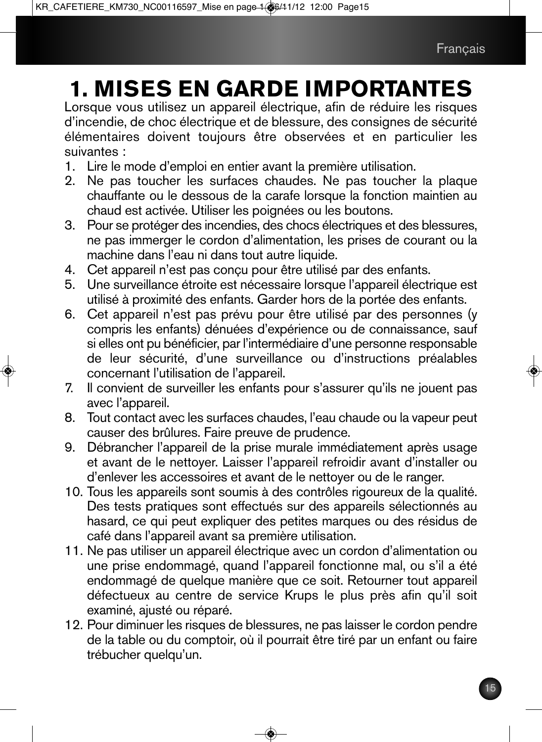# 1. MISES EN GARDE IMPORTANTES

Lorsque vous utilisez un appareil électrique, afin de réduire les risques d'incendie, de choc électrique et de blessure, des consignes de sécurité élémentaires doivent toujours être observées et en particulier les suivantes :

1. Lire le mode d'emploi en entier avant la première utilisation.
2. Ne pas toucher les surfaces chaudes. Ne pas toucher la plaque chauffante ou le dessous de la carafe lorsque la fonction maintien au chaud est activée. Utiliser les poignées ou les boutons.
3. Pour se protéger des incendies, des chocs électriques et des blessures, ne pas immerger le cordon d'alimentation, les prises de courant ou la machine dans l'eau ni dans tout autre liquide.
4. Cet appareil n'est pas conçu pour être utilisé par des enfants.
5. Une surveillance étroite est nécessaire lorsque l'appareil électrique est utilisé à proximité des enfants. Garder hors de la portée des enfants.
6. Cet appareil n'est pas prévu pour être utilisé par des personnes (y compris les enfants) dénuées d'expérience ou de connaissance, sauf si elles ont pu bénéficier, par l'intermédiaire d'une personne responsable de leur sécurité, d'une surveillance ou d'instructions préalables concernant l'utilisation de l'appareil.
7. Il convient de surveiller les enfants pour s'assurer qu'ils ne jouent pas avec l'appareil.
8. Tout contact avec les surfaces chaudes, l'eau chaude ou la vapeur peut causer des brûlures. Faire preuve de prudence.
9. Débrancher l'appareil de la prise murale immédiatement après usage et avant de le nettoyer. Laisser l'appareil refroidir avant d'installer ou d'enlever les accessoires et avant de le nettoyer ou de le ranger.
10. Tous les appareils sont soumis à des contrôles rigoureux de la qualité. Des tests pratiques sont effectués sur des appareils sélectionnés au hasard, ce qui peut expliquer des petites marques ou des résidus de café dans l'appareil avant sa première utilisation.
11. Ne pas utiliser un appareil électrique avec un cordon d'alimentation ou une prise endommagé, quand l'appareil fonctionne mal, ou s'il a été endommagé de quelque manière que ce soit. Retourner tout appareil défectueux au centre de service Krups le plus près afin qu'il soit examiné, ajusté ou réparé.
12. Pour diminuer les risques de blessures, ne pas laisser le cordon pendre de la table ou du comptoir, où il pourrait être tiré par un enfant ou faire trébucher quelqu'un.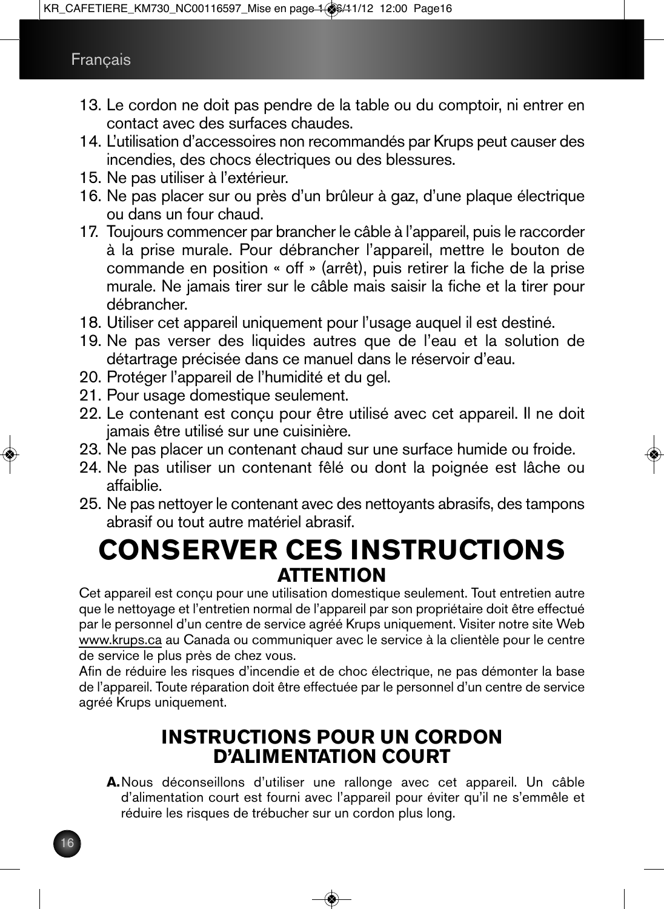13. Le cordon ne doit pas pendre de la table ou du comptoir, ni entrer en contact avec des surfaces chaudes.
14. L'utilisation d'accessoires non recommandés par Krups peut causer des incendies, des chocs électriques ou des blessures.
15. Ne pas utiliser à l'extérieur.
16. Ne pas placer sur ou près d'un brûleur à gaz, d'une plaque électrique ou dans un four chaud.
17. Toujours commencer par brancher le câble à l'appareil, puis le raccorder à la prise murale. Pour débrancher l'appareil, mettre le bouton de commande en position « off » (arrêt), puis retirer la fiche de la prise murale. Ne jamais tirer sur le câble mais saisir la fiche et la tirer pour débrancher.
18. Utiliser cet appareil uniquement pour l'usage auquel il est destiné.
19. Ne pas verser des liquides autres que de l'eau et la solution de détartrage précisée dans ce manuel dans le réservoir d'eau.
20. Protéger l'appareil de l'humidité et du gel.
21. Pour usage domestique seulement.
22. Le contenant est conçu pour être utilisé avec cet appareil. Il ne doit jamais être utilisé sur une cuisinière.
23. Ne pas placer un contenant chaud sur une surface humide ou froide.
24. Ne pas utiliser un contenant fêlé ou dont la poignée est lâche ou affaiblie.
25. Ne pas nettoyer le contenant avec des nettoyants abrasifs, des tampons abrasif ou tout autre matériel abrasif.

# CONSERVER CES INSTRUCTIONS

## ATTENTION

Cet appareil est conçu pour une utilisation domestique seulement. Tout entretien autre que le nettoyage et l'entretien normal de l'appareil par son propriétaire doit être effectué par le personnel d'un centre de service agréé Krups uniquement. Visiter notre site Web www.krups.ca au Canada ou communiquer avec le service à la clientèle pour le centre de service le plus près de chez vous.

Afin de réduire les risques d'incendie et de choc électrique, ne pas démonter la base de l'appareil. Toute réparation doit être effectuée par le personnel d'un centre de service agréé Krups uniquement.

## INSTRUCTIONS POUR UN CORDON D'ALIMENTATION COURT

**A.** Nous déconseillons d'utiliser une rallonge avec cet appareil. Un câble d'alimentation court est fourni avec l'appareil pour éviter qu'il ne s'emmêle et réduire les risques de trébucher sur un cordon plus long.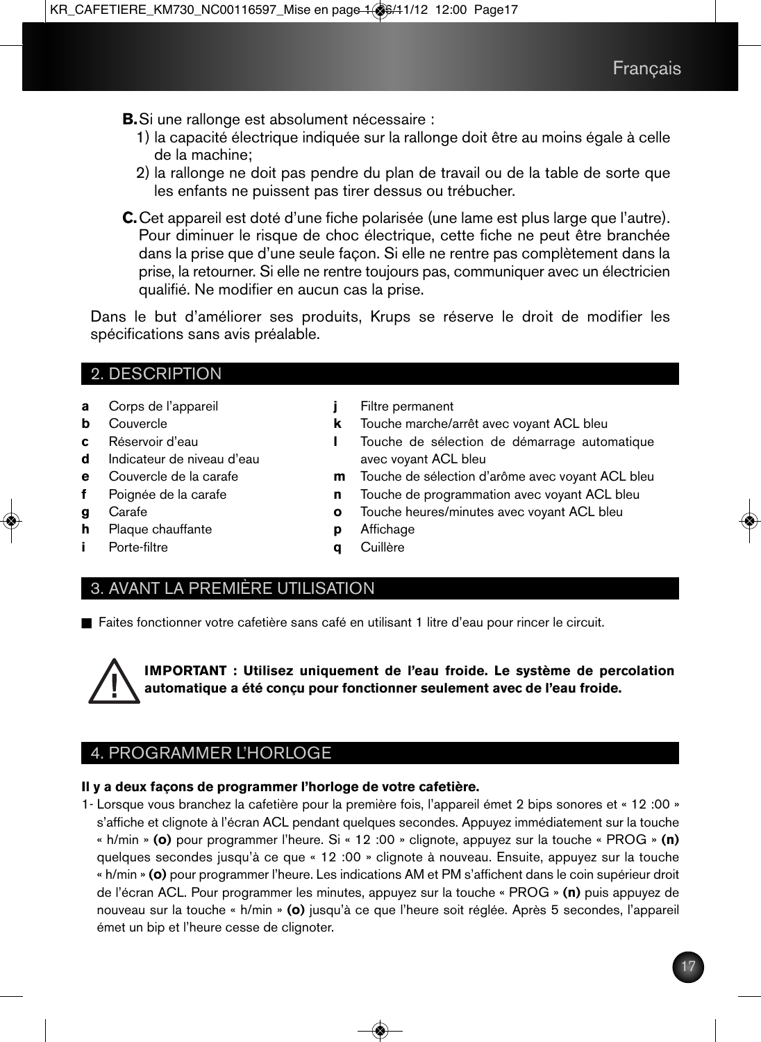**B.** Si une rallonge est absolument nécessaire :

1) la capacité électrique indiquée sur la rallonge doit être au moins égale à celle de la machine;
2) la rallonge ne doit pas pendre du plan de travail ou de la table de sorte que les enfants ne puissent pas tirer dessus ou trébucher.

**C.** Cet appareil est doté d'une fiche polarisée (une lame est plus large que l'autre). Pour diminuer le risque de choc électrique, cette fiche ne peut être branchée dans la prise que d'une seule façon. Si elle ne rentre pas complètement dans la prise, la retourner. Si elle ne rentre toujours pas, communiquer avec un électricien qualifié. Ne modifier en aucun cas la prise.

Dans le but d'améliorer ses produits, Krups se réserve le droit de modifier les spécifications sans avis préalable.

## 2. DESCRIPTION

- **a** Corps de l'appareil
- **b** Couvercle
- **c** Réservoir d'eau
- **d** Indicateur de niveau d'eau
- **e** Couvercle de la carafe
- **f** Poignée de la carafe
- **g** Carafe
- **h** Plaque chauffante
- **i** Porte-filtre
- **j** Filtre permanent
- **k** Touche marche/arrêt avec voyant ACL bleu
- **l** Touche de sélection de démarrage automatique avec voyant ACL bleu
- **m** Touche de sélection d'arôme avec voyant ACL bleu
- **n** Touche de programmation avec voyant ACL bleu
- **o** Touche heures/minutes avec voyant ACL bleu
- **p** Affichage
- **q** Cuillère

## 3. AVANT LA PREMIÈRE UTILISATION

- Faites fonctionner votre cafetière sans café en utilisant 1 litre d'eau pour rincer le circuit.

**IMPORTANT : Utilisez uniquement de l'eau froide. Le système de percolation automatique a été conçu pour fonctionner seulement avec de l'eau froide.**

## 4. PROGRAMMER L'HORLOGE

**Il y a deux façons de programmer l'horloge de votre cafetière.**

1- Lorsque vous branchez la cafetière pour la première fois, l'appareil émet 2 bips sonores et « 12 :00 » s'affiche et clignote à l'écran ACL pendant quelques secondes. Appuyez immédiatement sur la touche « h/min » **(o)** pour programmer l'heure. Si « 12 :00 » clignote, appuyez sur la touche « PROG » **(n)** quelques secondes jusqu'à ce que « 12 :00 » clignote à nouveau. Ensuite, appuyez sur la touche « h/min » **(o)** pour programmer l'heure. Les indications AM et PM s'affichent dans le coin supérieur droit de l'écran ACL. Pour programmer les minutes, appuyez sur la touche « PROG » **(n)** puis appuyez de nouveau sur la touche « h/min » **(o)** jusqu'à ce que l'heure soit réglée. Après 5 secondes, l'appareil émet un bip et l'heure cesse de clignoter.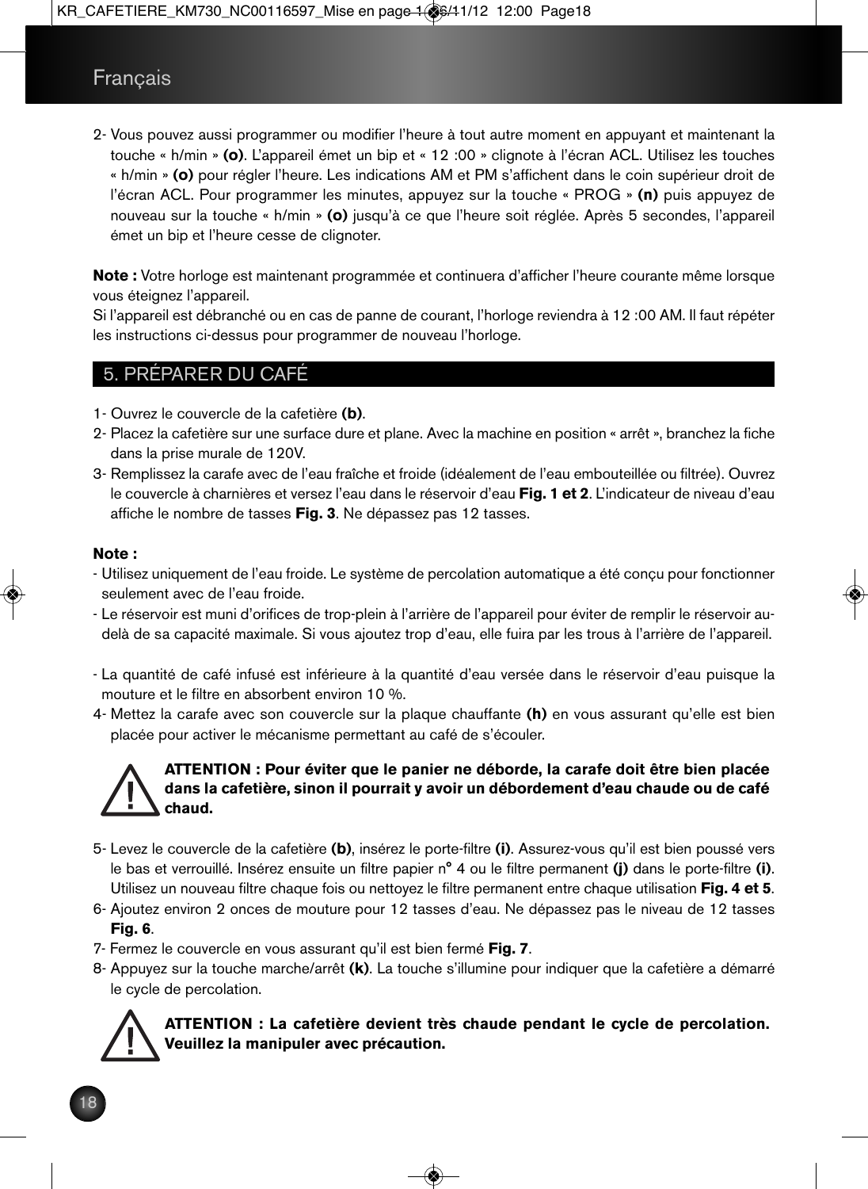2- Vous pouvez aussi programmer ou modifier l'heure à tout autre moment en appuyant et maintenant la touche « h/min » **(o)**. L'appareil émet un bip et « 12 :00 » clignote à l'écran ACL. Utilisez les touches « h/min » **(o)** pour régler l'heure. Les indications AM et PM s'affichent dans le coin supérieur droit de l'écran ACL. Pour programmer les minutes, appuyez sur la touche « PROG » **(n)** puis appuyez de nouveau sur la touche « h/min » **(o)** jusqu'à ce que l'heure soit réglée. Après 5 secondes, l'appareil émet un bip et l'heure cesse de clignoter.

**Note :** Votre horloge est maintenant programmée et continuera d'afficher l'heure courante même lorsque vous éteignez l'appareil.
Si l'appareil est débranché ou en cas de panne de courant, l'horloge reviendra à 12 :00 AM. Il faut répéter les instructions ci-dessus pour programmer de nouveau l'horloge.

## 5. PRÉPARER DU CAFÉ

1- Ouvrez le couvercle de la cafetière **(b)**.
2- Placez la cafetière sur une surface dure et plane. Avec la machine en position « arrêt », branchez la fiche dans la prise murale de 120V.
3- Remplissez la carafe avec de l'eau fraîche et froide (idéalement de l'eau embouteillée ou filtrée). Ouvrez le couvercle à charnières et versez l'eau dans le réservoir d'eau **Fig. 1 et 2**. L'indicateur de niveau d'eau affiche le nombre de tasses **Fig. 3**. Ne dépassez pas 12 tasses.

**Note :**
- Utilisez uniquement de l'eau froide. Le système de percolation automatique a été conçu pour fonctionner seulement avec de l'eau froide.
- Le réservoir est muni d'orifices de trop-plein à l'arrière de l'appareil pour éviter de remplir le réservoir au-delà de sa capacité maximale. Si vous ajoutez trop d'eau, elle fuira par les trous à l'arrière de l'appareil.
- La quantité de café infusé est inférieure à la quantité d'eau versée dans le réservoir d'eau puisque la mouture et le filtre en absorbent environ 10 %.

4- Mettez la carafe avec son couvercle sur la plaque chauffante **(h)** en vous assurant qu'elle est bien placée pour activer le mécanisme permettant au café de s'écouler.

**ATTENTION : Pour éviter que le panier ne déborde, la carafe doit être bien placée dans la cafetière, sinon il pourrait y avoir un débordement d'eau chaude ou de café chaud.**

5- Levez le couvercle de la cafetière **(b)**, insérez le porte-filtre **(i)**. Assurez-vous qu'il est bien poussé vers le bas et verrouillé. Insérez ensuite un filtre papier n° 4 ou le filtre permanent **(j)** dans le porte-filtre **(i)**. Utilisez un nouveau filtre chaque fois ou nettoyez le filtre permanent entre chaque utilisation **Fig. 4 et 5**.
6- Ajoutez environ 2 onces de mouture pour 12 tasses d'eau. Ne dépassez pas le niveau de 12 tasses **Fig. 6**.
7- Fermez le couvercle en vous assurant qu'il est bien fermé **Fig. 7**.
8- Appuyez sur la touche marche/arrêt **(k)**. La touche s'illumine pour indiquer que la cafetière a démarré le cycle de percolation.

**ATTENTION : La cafetière devient très chaude pendant le cycle de percolation. Veuillez la manipuler avec précaution.**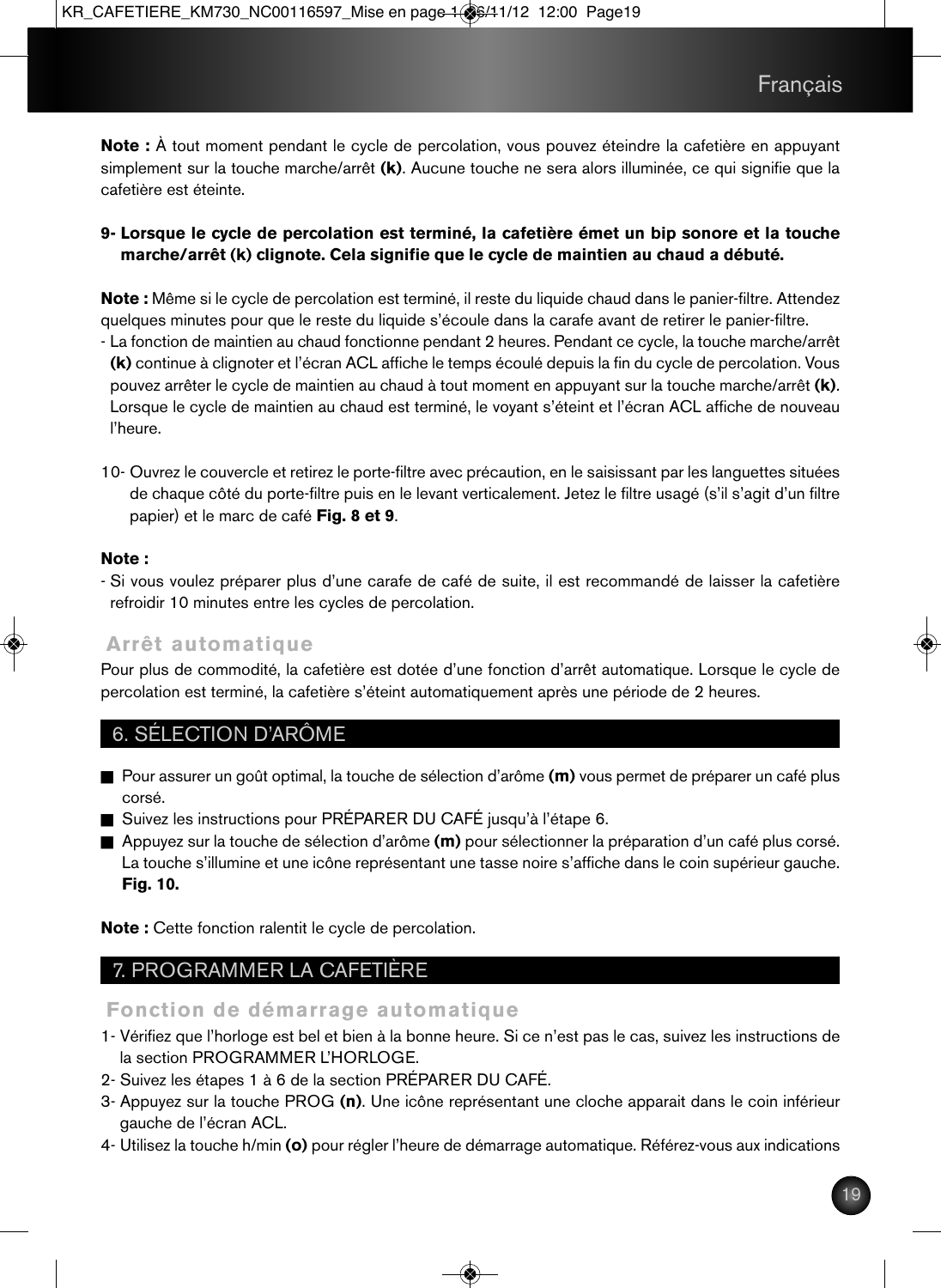**Note :** À tout moment pendant le cycle de percolation, vous pouvez éteindre la cafetière en appuyant simplement sur la touche marche/arrêt **(k)**. Aucune touche ne sera alors illuminée, ce qui signifie que la cafetière est éteinte.

**9- Lorsque le cycle de percolation est terminé, la cafetière émet un bip sonore et la touche marche/arrêt (k) clignote. Cela signifie que le cycle de maintien au chaud a débuté.**

**Note :** Même si le cycle de percolation est terminé, il reste du liquide chaud dans le panier-filtre. Attendez quelques minutes pour que le reste du liquide s'écoule dans la carafe avant de retirer le panier-filtre.

- La fonction de maintien au chaud fonctionne pendant 2 heures. Pendant ce cycle, la touche marche/arrêt **(k)** continue à clignoter et l'écran ACL affiche le temps écoulé depuis la fin du cycle de percolation. Vous pouvez arrêter le cycle de maintien au chaud à tout moment en appuyant sur la touche marche/arrêt **(k)**. Lorsque le cycle de maintien au chaud est terminé, le voyant s'éteint et l'écran ACL affiche de nouveau l'heure.

10- Ouvrez le couvercle et retirez le porte-filtre avec précaution, en le saisissant par les languettes situées de chaque côté du porte-filtre puis en le levant verticalement. Jetez le filtre usagé (s'il s'agit d'un filtre papier) et le marc de café **Fig. 8 et 9**.

**Note :**

- Si vous voulez préparer plus d'une carafe de café de suite, il est recommandé de laisser la cafetière refroidir 10 minutes entre les cycles de percolation.

### Arrêt automatique

Pour plus de commodité, la cafetière est dotée d'une fonction d'arrêt automatique. Lorsque le cycle de percolation est terminé, la cafetière s'éteint automatiquement après une période de 2 heures.

## 6. SÉLECTION D'ARÔME

- Pour assurer un goût optimal, la touche de sélection d'arôme **(m)** vous permet de préparer un café plus corsé.
- Suivez les instructions pour PRÉPARER DU CAFÉ jusqu'à l'étape 6.
- Appuyez sur la touche de sélection d'arôme **(m)** pour sélectionner la préparation d'un café plus corsé. La touche s'illumine et une icône représentant une tasse noire s'affiche dans le coin supérieur gauche. **Fig. 10.**

**Note :** Cette fonction ralentit le cycle de percolation.

## 7. PROGRAMMER LA CAFETIÈRE

### Fonction de démarrage automatique

1- Vérifiez que l'horloge est bel et bien à la bonne heure. Si ce n'est pas le cas, suivez les instructions de la section PROGRAMMER L'HORLOGE.
2- Suivez les étapes 1 à 6 de la section PRÉPARER DU CAFÉ.
3- Appuyez sur la touche PROG **(n)**. Une icône représentant une cloche apparait dans le coin inférieur gauche de l'écran ACL.
4- Utilisez la touche h/min **(o)** pour régler l'heure de démarrage automatique. Référez-vous aux indications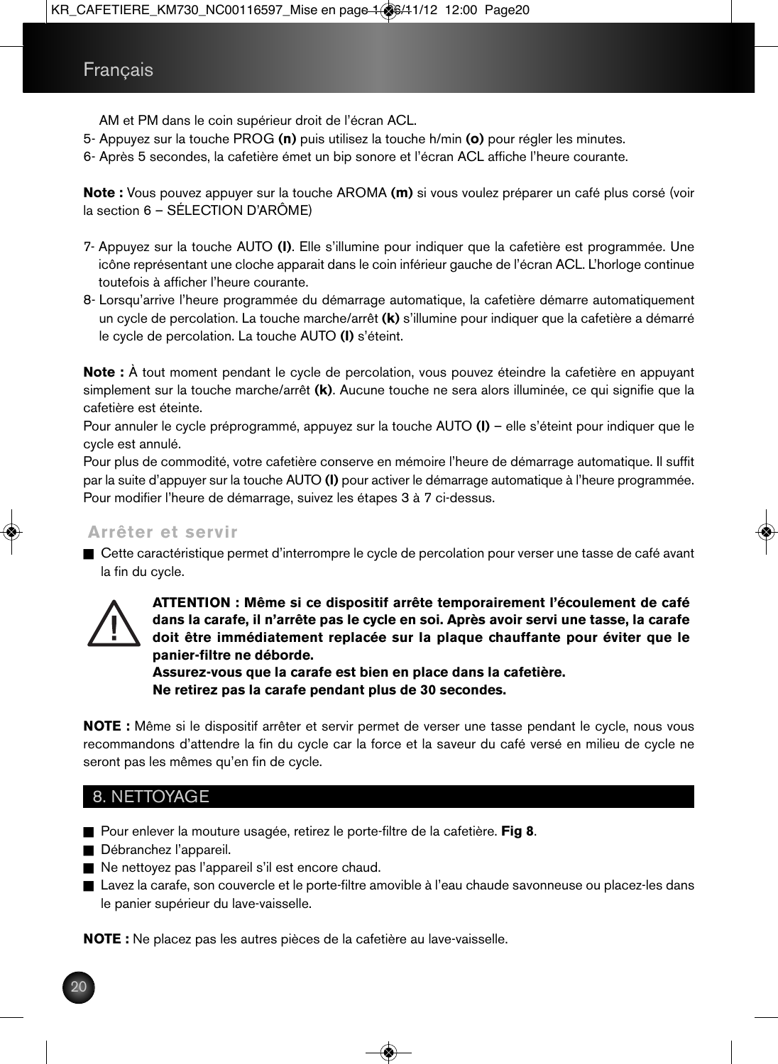AM et PM dans le coin supérieur droit de l'écran ACL.

5- Appuyez sur la touche PROG **(n)** puis utilisez la touche h/min **(o)** pour régler les minutes.

6- Après 5 secondes, la cafetière émet un bip sonore et l'écran ACL affiche l'heure courante.

**Note :** Vous pouvez appuyer sur la touche AROMA **(m)** si vous voulez préparer un café plus corsé (voir la section 6 – SÉLECTION D'ARÔME)

7- Appuyez sur la touche AUTO **(l)**. Elle s'illumine pour indiquer que la cafetière est programmée. Une icône représentant une cloche apparait dans le coin inférieur gauche de l'écran ACL. L'horloge continue toutefois à afficher l'heure courante.

8- Lorsqu'arrive l'heure programmée du démarrage automatique, la cafetière démarre automatiquement un cycle de percolation. La touche marche/arrêt **(k)** s'illumine pour indiquer que la cafetière a démarré le cycle de percolation. La touche AUTO **(l)** s'éteint.

**Note :** À tout moment pendant le cycle de percolation, vous pouvez éteindre la cafetière en appuyant simplement sur la touche marche/arrêt **(k)**. Aucune touche ne sera alors illuminée, ce qui signifie que la cafetière est éteinte.

Pour annuler le cycle préprogrammé, appuyez sur la touche AUTO **(l)** – elle s'éteint pour indiquer que le cycle est annulé.

Pour plus de commodité, votre cafetière conserve en mémoire l'heure de démarrage automatique. Il suffit par la suite d'appuyer sur la touche AUTO **(l)** pour activer le démarrage automatique à l'heure programmée. Pour modifier l'heure de démarrage, suivez les étapes 3 à 7 ci-dessus.

### Arrêter et servir

- Cette caractéristique permet d'interrompre le cycle de percolation pour verser une tasse de café avant la fin du cycle.

**ATTENTION : Même si ce dispositif arrête temporairement l'écoulement de café dans la carafe, il n'arrête pas le cycle en soi. Après avoir servi une tasse, la carafe doit être immédiatement replacée sur la plaque chauffante pour éviter que le panier-filtre ne déborde.**
**Assurez-vous que la carafe est bien en place dans la cafetière.**
**Ne retirez pas la carafe pendant plus de 30 secondes.**

**NOTE :** Même si le dispositif arrêter et servir permet de verser une tasse pendant le cycle, nous vous recommandons d'attendre la fin du cycle car la force et la saveur du café versé en milieu de cycle ne seront pas les mêmes qu'en fin de cycle.

## 8. NETTOYAGE

- Pour enlever la mouture usagée, retirez le porte-filtre de la cafetière. **Fig 8**.
- Débranchez l'appareil.
- Ne nettoyez pas l'appareil s'il est encore chaud.
- Lavez la carafe, son couvercle et le porte-filtre amovible à l'eau chaude savonneuse ou placez-les dans le panier supérieur du lave-vaisselle.

**NOTE :** Ne placez pas les autres pièces de la cafetière au lave-vaisselle.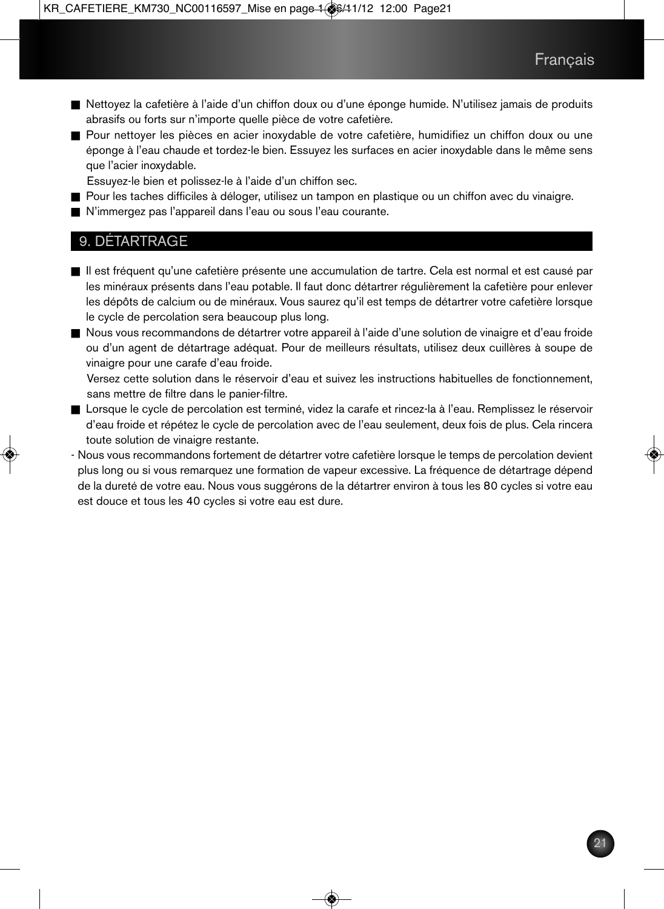- Nettoyez la cafetière à l'aide d'un chiffon doux ou d'une éponge humide. N'utilisez jamais de produits abrasifs ou forts sur n'importe quelle pièce de votre cafetière.
- Pour nettoyer les pièces en acier inoxydable de votre cafetière, humidifiez un chiffon doux ou une éponge à l'eau chaude et tordez-le bien. Essuyez les surfaces en acier inoxydable dans le même sens que l'acier inoxydable.
  
  Essuyez-le bien et polissez-le à l'aide d'un chiffon sec.
- Pour les taches difficiles à déloger, utilisez un tampon en plastique ou un chiffon avec du vinaigre.
- N'immergez pas l'appareil dans l'eau ou sous l'eau courante.

## 9. DÉTARTRAGE

- Il est fréquent qu'une cafetière présente une accumulation de tartre. Cela est normal et est causé par les minéraux présents dans l'eau potable. Il faut donc détartrer régulièrement la cafetière pour enlever les dépôts de calcium ou de minéraux. Vous saurez qu'il est temps de détartrer votre cafetière lorsque le cycle de percolation sera beaucoup plus long.
- Nous vous recommandons de détartrer votre appareil à l'aide d'une solution de vinaigre et d'eau froide ou d'un agent de détartrage adéquat. Pour de meilleurs résultats, utilisez deux cuillères à soupe de vinaigre pour une carafe d'eau froide.
  
  Versez cette solution dans le réservoir d'eau et suivez les instructions habituelles de fonctionnement, sans mettre de filtre dans le panier-filtre.
- Lorsque le cycle de percolation est terminé, videz la carafe et rincez-la à l'eau. Remplissez le réservoir d'eau froide et répétez le cycle de percolation avec de l'eau seulement, deux fois de plus. Cela rincera toute solution de vinaigre restante.

- Nous vous recommandons fortement de détartrer votre cafetière lorsque le temps de percolation devient plus long ou si vous remarquez une formation de vapeur excessive. La fréquence de détartrage dépend de la dureté de votre eau. Nous vous suggérons de la détartrer environ à tous les 80 cycles si votre eau est douce et tous les 40 cycles si votre eau est dure.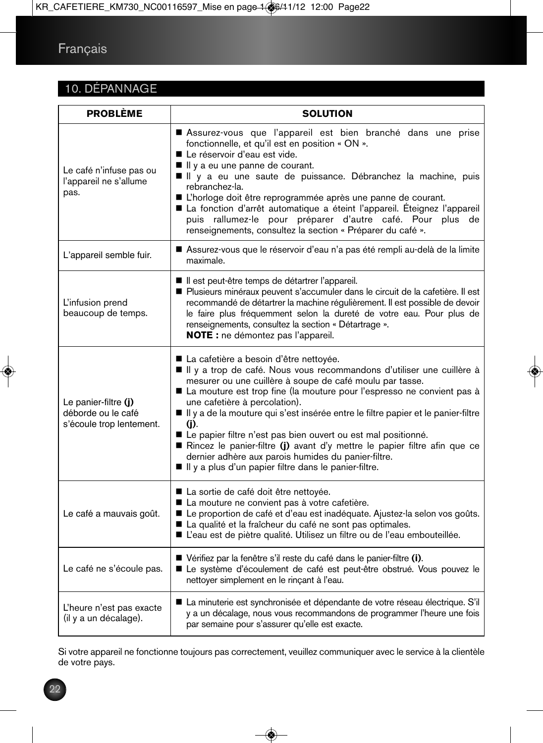## 10. DÉPANNAGE

| PROBLÈME | SOLUTION |
|---|---|
| Le café n'infuse pas ou l'appareil ne s'allume pas. | ■ Assurez-vous que l'appareil est bien branché dans une prise fonctionnelle, et qu'il est en position « ON ».<br>■ Le réservoir d'eau est vide.<br>■ Il y a eu une panne de courant.<br>■ Il y a eu une saute de puissance. Débranchez la machine, puis rebranchez-la.<br>■ L'horloge doit être reprogrammée après une panne de courant.<br>■ La fonction d'arrêt automatique a éteint l'appareil. Éteignez l'appareil puis rallumez-le pour préparer d'autre café. Pour plus de renseignements, consultez la section « Préparer du café ». |
| L'appareil semble fuir. | ■ Assurez-vous que le réservoir d'eau n'a pas été rempli au-delà de la limite maximale. |
| L'infusion prend beaucoup de temps. | ■ Il est peut-être temps de détartrer l'appareil.<br>■ Plusieurs minéraux peuvent s'accumuler dans le circuit de la cafetière. Il est recommandé de détartrer la machine régulièrement. Il est possible de devoir le faire plus fréquemment selon la dureté de votre eau. Pour plus de renseignements, consultez la section « Détartrage ».<br>**NOTE :** ne démontez pas l'appareil. |
| Le panier-filtre **(j)** déborde ou le café s'écoule trop lentement. | ■ La cafetière a besoin d'être nettoyée.<br>■ Il y a trop de café. Nous vous recommandons d'utiliser une cuillère à mesurer ou une cuillère à soupe de café moulu par tasse.<br>■ La mouture est trop fine (la mouture pour l'espresso ne convient pas à une cafetière à percolation).<br>■ Il y a de la mouture qui s'est insérée entre le filtre papier et le panier-filtre **(j)**.<br>■ Le papier filtre n'est pas bien ouvert ou est mal positionné.<br>■ Rincez le panier-filtre **(j)** avant d'y mettre le papier filtre afin que ce dernier adhère aux parois humides du panier-filtre.<br>■ Il y a plus d'un papier filtre dans le panier-filtre. |
| Le café a mauvais goût. | ■ La sortie de café doit être nettoyée.<br>■ La mouture ne convient pas à votre cafetière.<br>■ Le proportion de café et d'eau est inadéquate. Ajustez-la selon vos goûts.<br>■ La qualité et la fraîcheur du café ne sont pas optimales.<br>■ L'eau est de piètre qualité. Utilisez un filtre ou de l'eau embouteillée. |
| Le café ne s'écoule pas. | ■ Vérifiez par la fenêtre s'il reste du café dans le panier-filtre **(i)**.<br>■ Le système d'écoulement de café est peut-être obstrué. Vous pouvez le nettoyer simplement en le rinçant à l'eau. |
| L'heure n'est pas exacte (il y a un décalage). | ■ La minuterie est synchronisée et dépendante de votre réseau électrique. S'il y a un décalage, nous vous recommandons de programmer l'heure une fois par semaine pour s'assurer qu'elle est exacte. |

Si votre appareil ne fonctionne toujours pas correctement, veuillez communiquer avec le service à la clientèle de votre pays.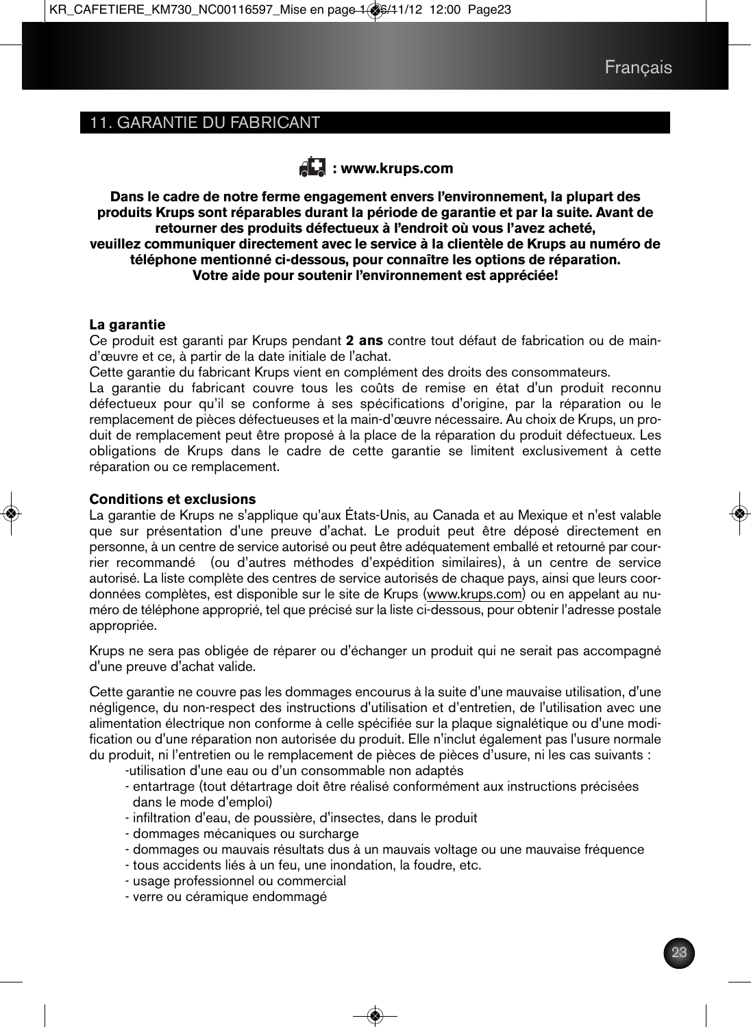## 11. GARANTIE DU FABRICANT

**: www.krups.com**

**Dans le cadre de notre ferme engagement envers l'environnement, la plupart des produits Krups sont réparables durant la période de garantie et par la suite. Avant de retourner des produits défectueux à l'endroit où vous l'avez acheté, veuillez communiquer directement avec le service à la clientèle de Krups au numéro de téléphone mentionné ci-dessous, pour connaître les options de réparation. Votre aide pour soutenir l'environnement est appréciée!**

**La garantie**

Ce produit est garanti par Krups pendant **2 ans** contre tout défaut de fabrication ou de main-d'œuvre et ce, à partir de la date initiale de l'achat.

Cette garantie du fabricant Krups vient en complément des droits des consommateurs.

La garantie du fabricant couvre tous les coûts de remise en état d'un produit reconnu défectueux pour qu'il se conforme à ses spécifications d'origine, par la réparation ou le remplacement de pièces défectueuses et la main-d'œuvre nécessaire. Au choix de Krups, un produit de remplacement peut être proposé à la place de la réparation du produit défectueux. Les obligations de Krups dans le cadre de cette garantie se limitent exclusivement à cette réparation ou ce remplacement.

**Conditions et exclusions**

La garantie de Krups ne s'applique qu'aux États-Unis, au Canada et au Mexique et n'est valable que sur présentation d'une preuve d'achat. Le produit peut être déposé directement en personne, à un centre de service autorisé ou peut être adéquatement emballé et retourné par courrier recommandé (ou d'autres méthodes d'expédition similaires), à un centre de service autorisé. La liste complète des centres de service autorisés de chaque pays, ainsi que leurs coordonnées complètes, est disponible sur le site de Krups (www.krups.com) ou en appelant au numéro de téléphone approprié, tel que précisé sur la liste ci-dessous, pour obtenir l'adresse postale appropriée.

Krups ne sera pas obligée de réparer ou d'échanger un produit qui ne serait pas accompagné d'une preuve d'achat valide.

Cette garantie ne couvre pas les dommages encourus à la suite d'une mauvaise utilisation, d'une négligence, du non-respect des instructions d'utilisation et d'entretien, de l'utilisation avec une alimentation électrique non conforme à celle spécifiée sur la plaque signalétique ou d'une modification ou d'une réparation non autorisée du produit. Elle n'inclut également pas l'usure normale du produit, ni l'entretien ou le remplacement de pièces de pièces d'usure, ni les cas suivants :

- utilisation d'une eau ou d'un consommable non adaptés
- entartrage (tout détartrage doit être réalisé conformément aux instructions précisées dans le mode d'emploi)
- infiltration d'eau, de poussière, d'insectes, dans le produit
- dommages mécaniques ou surcharge
- dommages ou mauvais résultats dus à un mauvais voltage ou une mauvaise fréquence
- tous accidents liés à un feu, une inondation, la foudre, etc.
- usage professionnel ou commercial
- verre ou céramique endommagé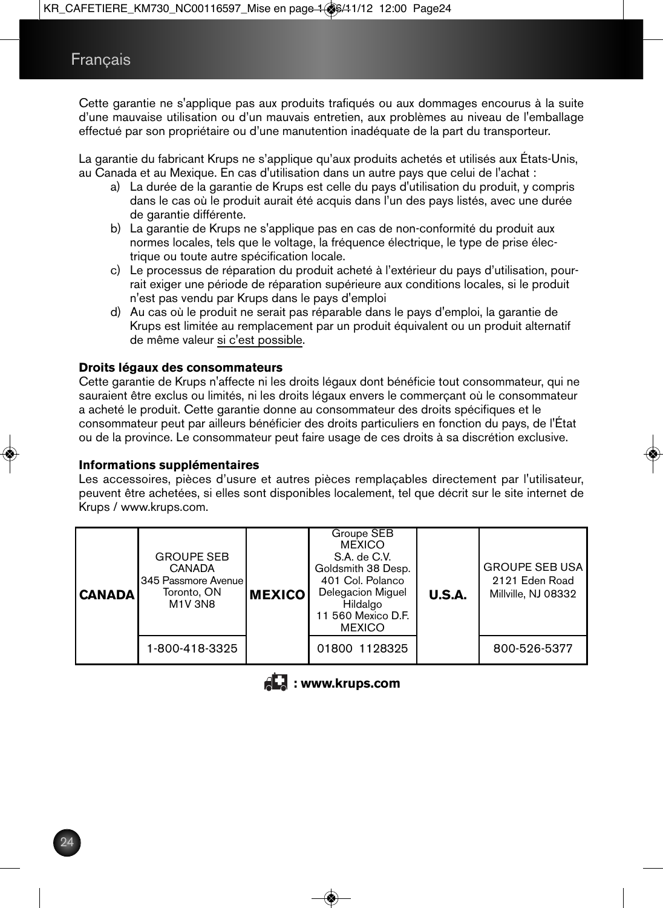Cette garantie ne s'applique pas aux produits trafiqués ou aux dommages encourus à la suite d'une mauvaise utilisation ou d'un mauvais entretien, aux problèmes au niveau de l'emballage effectué par son propriétaire ou d'une manutention inadéquate de la part du transporteur.

La garantie du fabricant Krups ne s'applique qu'aux produits achetés et utilisés aux États-Unis, au Canada et au Mexique. En cas d'utilisation dans un autre pays que celui de l'achat :

a) La durée de la garantie de Krups est celle du pays d'utilisation du produit, y compris dans le cas où le produit aurait été acquis dans l'un des pays listés, avec une durée de garantie différente.
b) La garantie de Krups ne s'applique pas en cas de non-conformité du produit aux normes locales, tels que le voltage, la fréquence électrique, le type de prise électrique ou toute autre spécification locale.
c) Le processus de réparation du produit acheté à l'extérieur du pays d'utilisation, pourrait exiger une période de réparation supérieure aux conditions locales, si le produit n'est pas vendu par Krups dans le pays d'emploi
d) Au cas où le produit ne serait pas réparable dans le pays d'emploi, la garantie de Krups est limitée au remplacement par un produit équivalent ou un produit alternatif de même valeur si c'est possible.

**Droits légaux des consommateurs**
Cette garantie de Krups n'affecte ni les droits légaux dont bénéficie tout consommateur, qui ne sauraient être exclus ou limités, ni les droits légaux envers le commerçant où le consommateur a acheté le produit. Cette garantie donne au consommateur des droits spécifiques et le consommateur peut par ailleurs bénéficier des droits particuliers en fonction du pays, de l'État ou de la province. Le consommateur peut faire usage de ces droits à sa discrétion exclusive.

**Informations supplémentaires**
Les accessoires, pièces d'usure et autres pièces remplaçables directement par l'utilisateur, peuvent être achetées, si elles sont disponibles localement, tel que décrit sur le site internet de Krups / www.krups.com.

| **CANADA** | GROUPE SEB CANADA 345 Passmore Avenue Toronto, ON M1V 3N8 | **MEXICO** | Groupe SEB MEXICO S.A. de C.V. Goldsmith 38 Desp. 401 Col. Polanco Delegacion Miguel Hildalgo 11 560 Mexico D.F. MEXICO | **U.S.A.** | GROUPE SEB USA 2121 Eden Road Millville, NJ 08332 |
|---|---|---|---|---|---|
| | 1-800-418-3325 | | 01800 1128325 | | 800-526-5377 |

**: www.krups.com**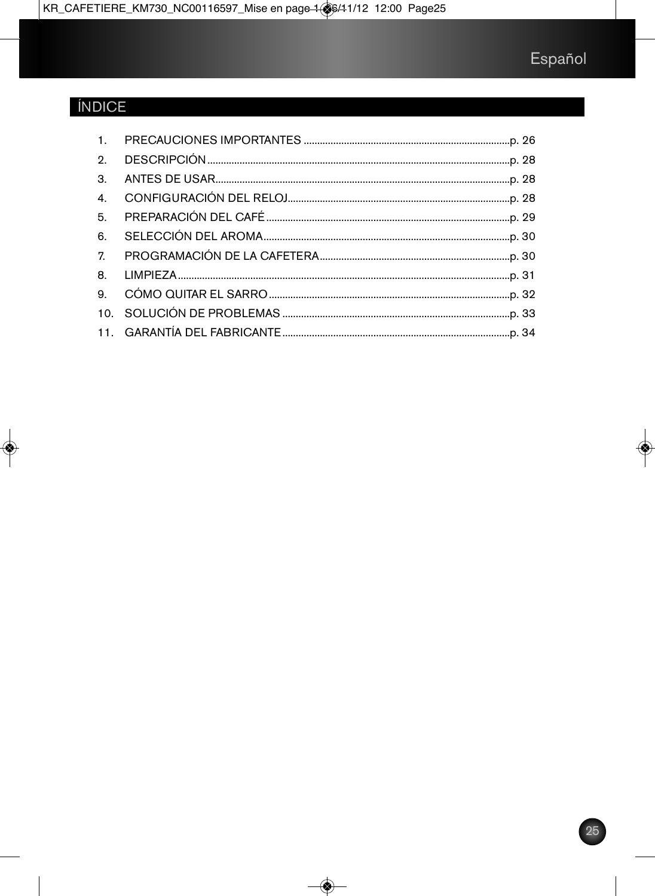# ÍNDICE

1. PRECAUCIONES IMPORTANTES ............................................................................p. 26
2. DESCRIPCIÓN..............................................................................................................p. 28
3. ANTES DE USAR..........................................................................................................p. 28
4. CONFIGURACIÓN DEL RELOJ.....................................................................................p. 28
5. PREPARACIÓN DEL CAFÉ...........................................................................................p. 29
6. SELECCIÓN DEL AROMA.............................................................................................p. 30
7. PROGRAMACIÓN DE LA CAFETERA.........................................................................p. 30
8. LIMPIEZA.......................................................................................................................p. 31
9. CÓMO QUITAR EL SARRO..........................................................................................p. 32
10. SOLUCIÓN DE PROBLEMAS.....................................................................................p. 33
11. GARANTÍA DEL FABRICANTE....................................................................................p. 34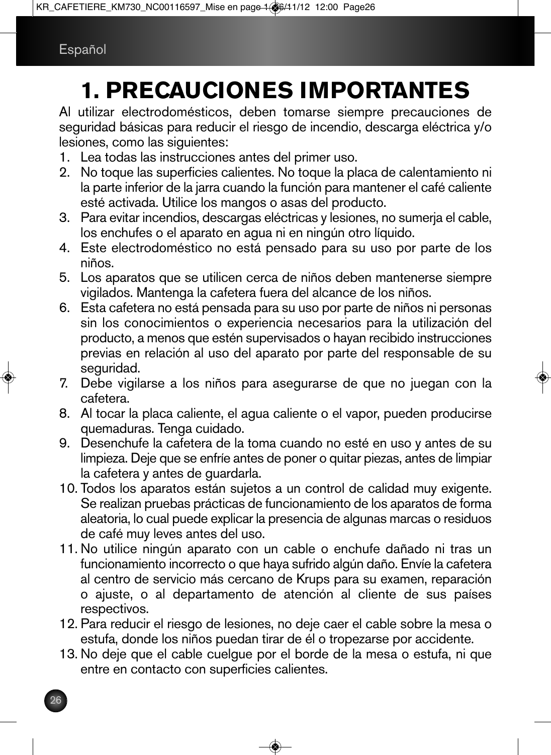# 1. PRECAUCIONES IMPORTANTES

Al utilizar electrodomésticos, deben tomarse siempre precauciones de seguridad básicas para reducir el riesgo de incendio, descarga eléctrica y/o lesiones, como las siguientes:

1. Lea todas las instrucciones antes del primer uso.
2. No toque las superficies calientes. No toque la placa de calentamiento ni la parte inferior de la jarra cuando la función para mantener el café caliente esté activada. Utilice los mangos o asas del producto.
3. Para evitar incendios, descargas eléctricas y lesiones, no sumerja el cable, los enchufes o el aparato en agua ni en ningún otro líquido.
4. Este electrodoméstico no está pensado para su uso por parte de los niños.
5. Los aparatos que se utilicen cerca de niños deben mantenerse siempre vigilados. Mantenga la cafetera fuera del alcance de los niños.
6. Esta cafetera no está pensada para su uso por parte de niños ni personas sin los conocimientos o experiencia necesarios para la utilización del producto, a menos que estén supervisados o hayan recibido instrucciones previas en relación al uso del aparato por parte del responsable de su seguridad.
7. Debe vigilarse a los niños para asegurarse de que no juegan con la cafetera.
8. Al tocar la placa caliente, el agua caliente o el vapor, pueden producirse quemaduras. Tenga cuidado.
9. Desenchufe la cafetera de la toma cuando no esté en uso y antes de su limpieza. Deje que se enfríe antes de poner o quitar piezas, antes de limpiar la cafetera y antes de guardarla.
10. Todos los aparatos están sujetos a un control de calidad muy exigente. Se realizan pruebas prácticas de funcionamiento de los aparatos de forma aleatoria, lo cual puede explicar la presencia de algunas marcas o residuos de café muy leves antes del uso.
11. No utilice ningún aparato con un cable o enchufe dañado ni tras un funcionamiento incorrecto o que haya sufrido algún daño. Envíe la cafetera al centro de servicio más cercano de Krups para su examen, reparación o ajuste, o al departamento de atención al cliente de sus países respectivos.
12. Para reducir el riesgo de lesiones, no deje caer el cable sobre la mesa o estufa, donde los niños puedan tirar de él o tropezarse por accidente.
13. No deje que el cable cuelgue por el borde de la mesa o estufa, ni que entre en contacto con superficies calientes.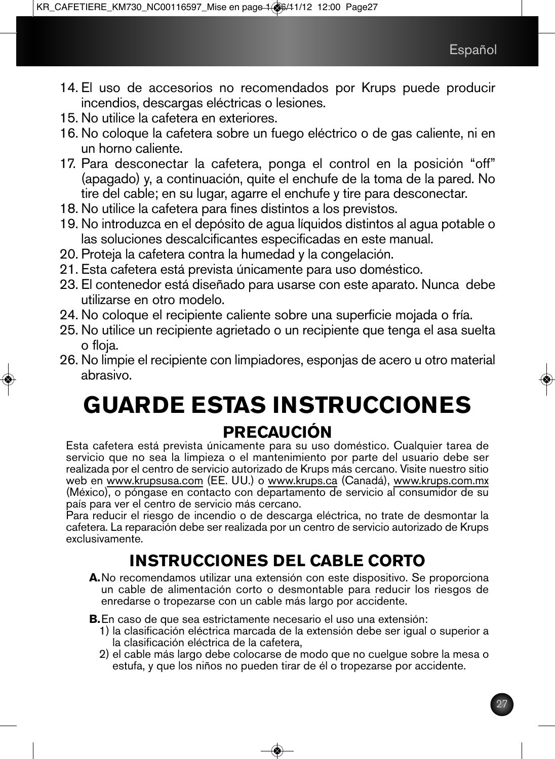14. El uso de accesorios no recomendados por Krups puede producir incendios, descargas eléctricas o lesiones.
15. No utilice la cafetera en exteriores.
16. No coloque la cafetera sobre un fuego eléctrico o de gas caliente, ni en un horno caliente.
17. Para desconectar la cafetera, ponga el control en la posición “off” (apagado) y, a continuación, quite el enchufe de la toma de la pared. No tire del cable; en su lugar, agarre el enchufe y tire para desconectar.
18. No utilice la cafetera para fines distintos a los previstos.
19. No introduzca en el depósito de agua líquidos distintos al agua potable o las soluciones descalcificantes especificadas en este manual.
20. Proteja la cafetera contra la humedad y la congelación.
21. Esta cafetera está prevista únicamente para uso doméstico.
23. El contenedor está diseñado para usarse con este aparato. Nunca debe utilizarse en otro modelo.
24. No coloque el recipiente caliente sobre una superficie mojada o fría.
25. No utilice un recipiente agrietado o un recipiente que tenga el asa suelta o floja.
26. No limpie el recipiente con limpiadores, esponjas de acero u otro material abrasivo.

# GUARDE ESTAS INSTRUCCIONES

## PRECAUCIÓN

Esta cafetera está prevista únicamente para su uso doméstico. Cualquier tarea de servicio que no sea la limpieza o el mantenimiento por parte del usuario debe ser realizada por el centro de servicio autorizado de Krups más cercano. Visite nuestro sitio web en www.krupsusa.com (EE. UU.) o www.krups.ca (Canadá), www.krups.com.mx (México), o póngase en contacto con departamento de servicio al consumidor de su país para ver el centro de servicio más cercano.
Para reducir el riesgo de incendio o de descarga eléctrica, no trate de desmontar la cafetera. La reparación debe ser realizada por un centro de servicio autorizado de Krups exclusivamente.

## INSTRUCCIONES DEL CABLE CORTO

**A.** No recomendamos utilizar una extensión con este dispositivo. Se proporciona un cable de alimentación corto o desmontable para reducir los riesgos de enredarse o tropezarse con un cable más largo por accidente.

**B.** En caso de que sea estrictamente necesario el uso una extensión:
1) la clasificación eléctrica marcada de la extensión debe ser igual o superior a la clasificación eléctrica de la cafetera,
2) el cable más largo debe colocarse de modo que no cuelgue sobre la mesa o estufa, y que los niños no pueden tirar de él o tropezarse por accidente.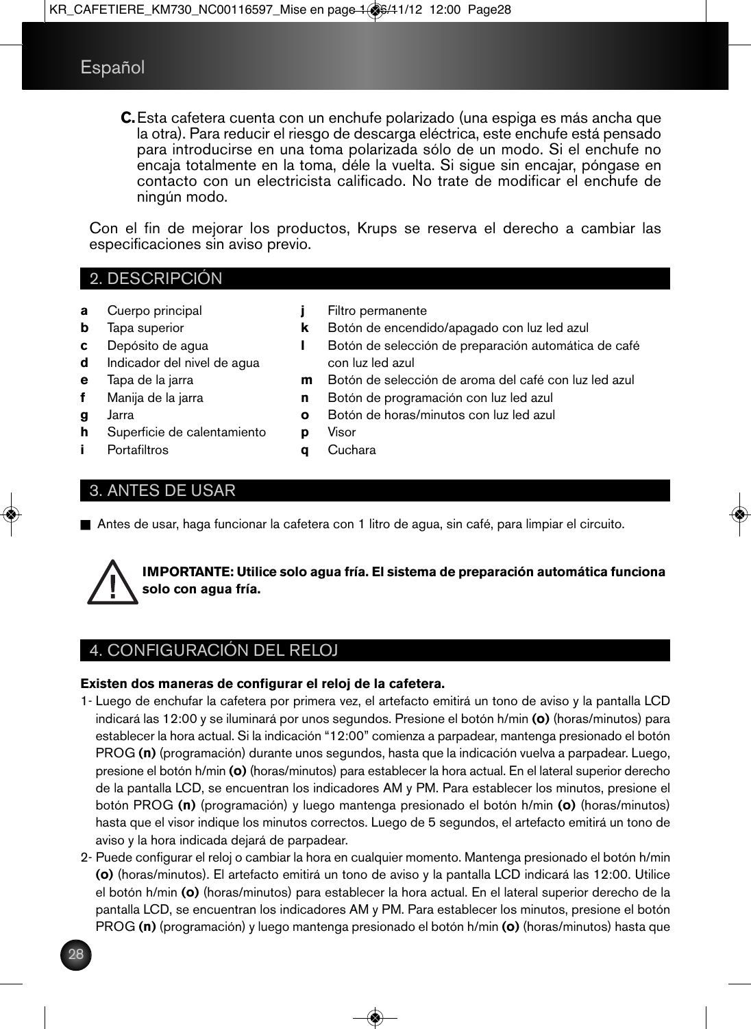**C.** Esta cafetera cuenta con un enchufe polarizado (una espiga es más ancha que la otra). Para reducir el riesgo de descarga eléctrica, este enchufe está pensado para introducirse en una toma polarizada sólo de un modo. Si el enchufe no encaja totalmente en la toma, déle la vuelta. Si sigue sin encajar, póngase en contacto con un electricista calificado. No trate de modificar el enchufe de ningún modo.

Con el fin de mejorar los productos, Krups se reserva el derecho a cambiar las especificaciones sin aviso previo.

## 2. DESCRIPCIÓN

- **a** Cuerpo principal
- **b** Tapa superior
- **c** Depósito de agua
- **d** Indicador del nivel de agua
- **e** Tapa de la jarra
- **f** Manija de la jarra
- **g** Jarra
- **h** Superficie de calentamiento
- **i** Portafiltros
- **j** Filtro permanente
- **k** Botón de encendido/apagado con luz led azul
- **l** Botón de selección de preparación automática de café con luz led azul
- **m** Botón de selección de aroma del café con luz led azul
- **n** Botón de programación con luz led azul
- **o** Botón de horas/minutos con luz led azul
- **p** Visor
- **q** Cuchara

## 3. ANTES DE USAR

- Antes de usar, haga funcionar la cafetera con 1 litro de agua, sin café, para limpiar el circuito.

**IMPORTANTE: Utilice solo agua fría. El sistema de preparación automática funciona solo con agua fría.**

## 4. CONFIGURACIÓN DEL RELOJ

**Existen dos maneras de configurar el reloj de la cafetera.**

1- Luego de enchufar la cafetera por primera vez, el artefacto emitirá un tono de aviso y la pantalla LCD indicará las 12:00 y se iluminará por unos segundos. Presione el botón h/min **(o)** (horas/minutos) para establecer la hora actual. Si la indicación "12:00" comienza a parpadear, mantenga presionado el botón PROG **(n)** (programación) durante unos segundos, hasta que la indicación vuelva a parpadear. Luego, presione el botón h/min **(o)** (horas/minutos) para establecer la hora actual. En el lateral superior derecho de la pantalla LCD, se encuentran los indicadores AM y PM. Para establecer los minutos, presione el botón PROG **(n)** (programación) y luego mantenga presionado el botón h/min **(o)** (horas/minutos) hasta que el visor indique los minutos correctos. Luego de 5 segundos, el artefacto emitirá un tono de aviso y la hora indicada dejará de parpadear.

2- Puede configurar el reloj o cambiar la hora en cualquier momento. Mantenga presionado el botón h/min **(o)** (horas/minutos). El artefacto emitirá un tono de aviso y la pantalla LCD indicará las 12:00. Utilice el botón h/min **(o)** (horas/minutos) para establecer la hora actual. En el lateral superior derecho de la pantalla LCD, se encuentran los indicadores AM y PM. Para establecer los minutos, presione el botón PROG **(n)** (programación) y luego mantenga presionado el botón h/min **(o)** (horas/minutos) hasta que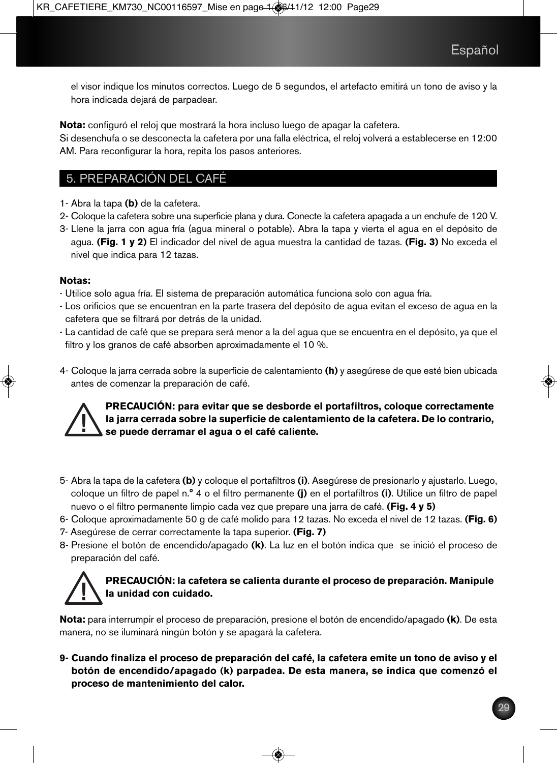el visor indique los minutos correctos. Luego de 5 segundos, el artefacto emitirá un tono de aviso y la hora indicada dejará de parpadear.

**Nota:** configuró el reloj que mostrará la hora incluso luego de apagar la cafetera.
Si desenchufa o se desconecta la cafetera por una falla eléctrica, el reloj volverá a establecerse en 12:00 AM. Para reconfigurar la hora, repita los pasos anteriores.

## 5. PREPARACIÓN DEL CAFÉ

1- Abra la tapa **(b)** de la cafetera.
2- Coloque la cafetera sobre una superficie plana y dura. Conecte la cafetera apagada a un enchufe de 120 V.
3- Llene la jarra con agua fría (agua mineral o potable). Abra la tapa y vierta el agua en el depósito de agua. **(Fig. 1 y 2)** El indicador del nivel de agua muestra la cantidad de tazas. **(Fig. 3)** No exceda el nivel que indica para 12 tazas.

**Notas:**
- Utilice solo agua fría. El sistema de preparación automática funciona solo con agua fría.
- Los orificios que se encuentran en la parte trasera del depósito de agua evitan el exceso de agua en la cafetera que se filtrará por detrás de la unidad.
- La cantidad de café que se prepara será menor a la del agua que se encuentra en el depósito, ya que el filtro y los granos de café absorben aproximadamente el 10 %.

4- Coloque la jarra cerrada sobre la superficie de calentamiento **(h)** y asegúrese de que esté bien ubicada antes de comenzar la preparación de café.

**PRECAUCIÓN: para evitar que se desborde el portafiltros, coloque correctamente la jarra cerrada sobre la superficie de calentamiento de la cafetera. De lo contrario, se puede derramar el agua o el café caliente.**

5- Abra la tapa de la cafetera **(b)** y coloque el portafiltros **(i)**. Asegúrese de presionarlo y ajustarlo. Luego, coloque un filtro de papel n.° 4 o el filtro permanente **(j)** en el portafiltros **(i)**. Utilice un filtro de papel nuevo o el filtro permanente limpio cada vez que prepare una jarra de café. **(Fig. 4 y 5)**
6- Coloque aproximadamente 50 g de café molido para 12 tazas. No exceda el nivel de 12 tazas. **(Fig. 6)**
7- Asegúrese de cerrar correctamente la tapa superior. **(Fig. 7)**
8- Presione el botón de encendido/apagado **(k)**. La luz en el botón indica que se inició el proceso de preparación del café.

**PRECAUCIÓN: la cafetera se calienta durante el proceso de preparación. Manipule la unidad con cuidado.**

**Nota:** para interrumpir el proceso de preparación, presione el botón de encendido/apagado **(k)**. De esta manera, no se iluminará ningún botón y se apagará la cafetera.

**9- Cuando finaliza el proceso de preparación del café, la cafetera emite un tono de aviso y el botón de encendido/apagado (k) parpadea. De esta manera, se indica que comenzó el proceso de mantenimiento del calor.**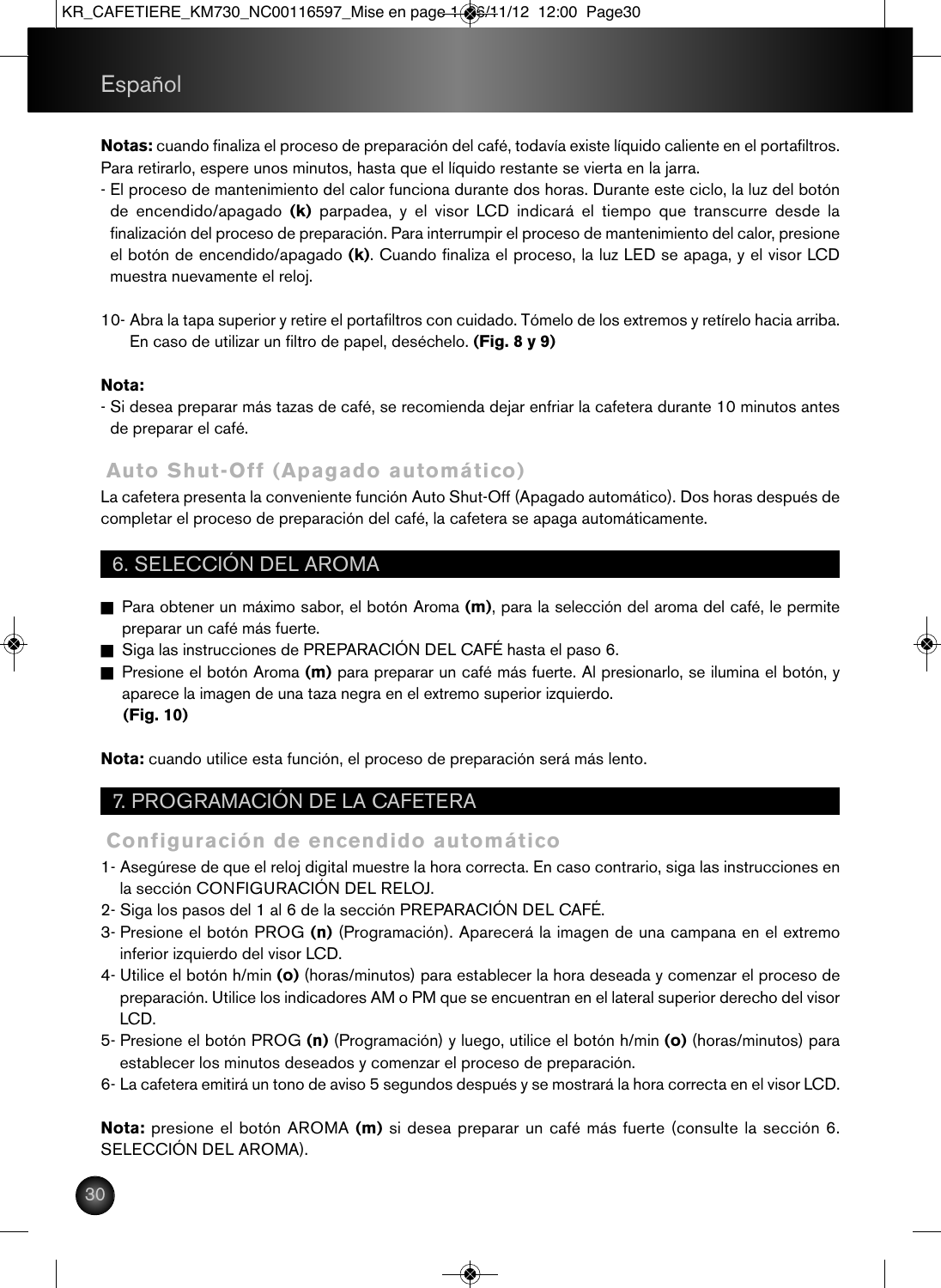**Notas:** cuando finaliza el proceso de preparación del café, todavía existe líquido caliente en el portafiltros. Para retirarlo, espere unos minutos, hasta que el líquido restante se vierta en la jarra.

- El proceso de mantenimiento del calor funciona durante dos horas. Durante este ciclo, la luz del botón de encendido/apagado **(k)** parpadea, y el visor LCD indicará el tiempo que transcurre desde la finalización del proceso de preparación. Para interrumpir el proceso de mantenimiento del calor, presione el botón de encendido/apagado **(k)**. Cuando finaliza el proceso, la luz LED se apaga, y el visor LCD muestra nuevamente el reloj.

10- Abra la tapa superior y retire el portafiltros con cuidado. Tómelo de los extremos y retírelo hacia arriba. En caso de utilizar un filtro de papel, deséchelo. **(Fig. 8 y 9)**

**Nota:**

- Si desea preparar más tazas de café, se recomienda dejar enfriar la cafetera durante 10 minutos antes de preparar el café.

### Auto Shut-Off (Apagado automático)

La cafetera presenta la conveniente función Auto Shut-Off (Apagado automático). Dos horas después de completar el proceso de preparación del café, la cafetera se apaga automáticamente.

## 6. SELECCIÓN DEL AROMA

- Para obtener un máximo sabor, el botón Aroma **(m)**, para la selección del aroma del café, le permite preparar un café más fuerte.
- Siga las instrucciones de PREPARACIÓN DEL CAFÉ hasta el paso 6.
- Presione el botón Aroma **(m)** para preparar un café más fuerte. Al presionarlo, se ilumina el botón, y aparece la imagen de una taza negra en el extremo superior izquierdo. **(Fig. 10)**

**Nota:** cuando utilice esta función, el proceso de preparación será más lento.

## 7. PROGRAMACIÓN DE LA CAFETERA

### Configuración de encendido automático

1- Asegúrese de que el reloj digital muestre la hora correcta. En caso contrario, siga las instrucciones en la sección CONFIGURACIÓN DEL RELOJ.

2- Siga los pasos del 1 al 6 de la sección PREPARACIÓN DEL CAFÉ.

3- Presione el botón PROG **(n)** (Programación). Aparecerá la imagen de una campana en el extremo inferior izquierdo del visor LCD.

4- Utilice el botón h/min **(o)** (horas/minutos) para establecer la hora deseada y comenzar el proceso de preparación. Utilice los indicadores AM o PM que se encuentran en el lateral superior derecho del visor LCD.

5- Presione el botón PROG **(n)** (Programación) y luego, utilice el botón h/min **(o)** (horas/minutos) para establecer los minutos deseados y comenzar el proceso de preparación.

6- La cafetera emitirá un tono de aviso 5 segundos después y se mostrará la hora correcta en el visor LCD.

**Nota:** presione el botón AROMA **(m)** si desea preparar un café más fuerte (consulte la sección 6. SELECCIÓN DEL AROMA).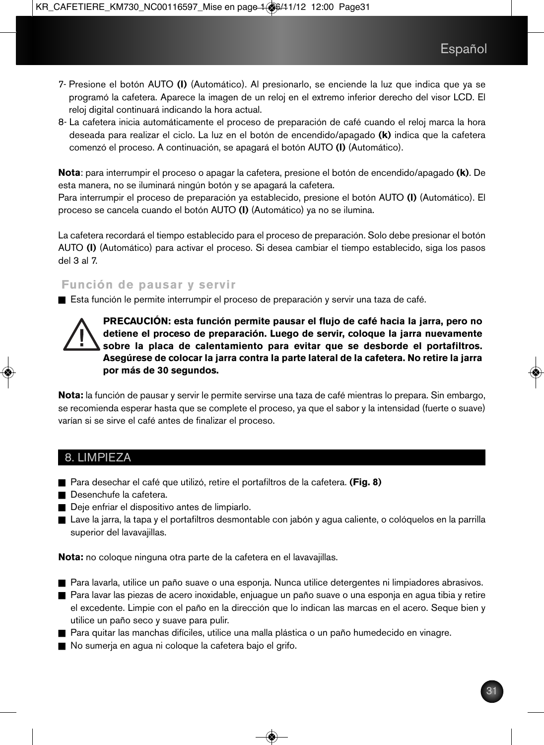7- Presione el botón AUTO **(l)** (Automático). Al presionarlo, se enciende la luz que indica que ya se programó la cafetera. Aparece la imagen de un reloj en el extremo inferior derecho del visor LCD. El reloj digital continuará indicando la hora actual.

8- La cafetera inicia automáticamente el proceso de preparación de café cuando el reloj marca la hora deseada para realizar el ciclo. La luz en el botón de encendido/apagado **(k)** indica que la cafetera comenzó el proceso. A continuación, se apagará el botón AUTO **(l)** (Automático).

**Nota**: para interrumpir el proceso o apagar la cafetera, presione el botón de encendido/apagado **(k)**. De esta manera, no se iluminará ningún botón y se apagará la cafetera.
Para interrumpir el proceso de preparación ya establecido, presione el botón AUTO **(l)** (Automático). El proceso se cancela cuando el botón AUTO **(l)** (Automático) ya no se ilumina.

La cafetera recordará el tiempo establecido para el proceso de preparación. Solo debe presionar el botón AUTO **(l)** (Automático) para activar el proceso. Si desea cambiar el tiempo establecido, siga los pasos del 3 al 7.

### Función de pausar y servir

- Esta función le permite interrumpir el proceso de preparación y servir una taza de café.

**PRECAUCIÓN: esta función permite pausar el flujo de café hacia la jarra, pero no detiene el proceso de preparación. Luego de servir, coloque la jarra nuevamente sobre la placa de calentamiento para evitar que se desborde el portafiltros. Asegúrese de colocar la jarra contra la parte lateral de la cafetera. No retire la jarra por más de 30 segundos.**

**Nota:** la función de pausar y servir le permite servirse una taza de café mientras lo prepara. Sin embargo, se recomienda esperar hasta que se complete el proceso, ya que el sabor y la intensidad (fuerte o suave) varían si se sirve el café antes de finalizar el proceso.

## 8. LIMPIEZA

- Para desechar el café que utilizó, retire el portafiltros de la cafetera. **(Fig. 8)**
- Desenchufe la cafetera.
- Deje enfriar el dispositivo antes de limpiarlo.
- Lave la jarra, la tapa y el portafiltros desmontable con jabón y agua caliente, o colóquelos en la parrilla superior del lavavajillas.

**Nota:** no coloque ninguna otra parte de la cafetera en el lavavajillas.

- Para lavarla, utilice un paño suave o una esponja. Nunca utilice detergentes ni limpiadores abrasivos.
- Para lavar las piezas de acero inoxidable, enjuague un paño suave o una esponja en agua tibia y retire el excedente. Limpie con el paño en la dirección que lo indican las marcas en el acero. Seque bien y utilice un paño seco y suave para pulir.
- Para quitar las manchas difíciles, utilice una malla plástica o un paño humedecido en vinagre.
- No sumerja en agua ni coloque la cafetera bajo el grifo.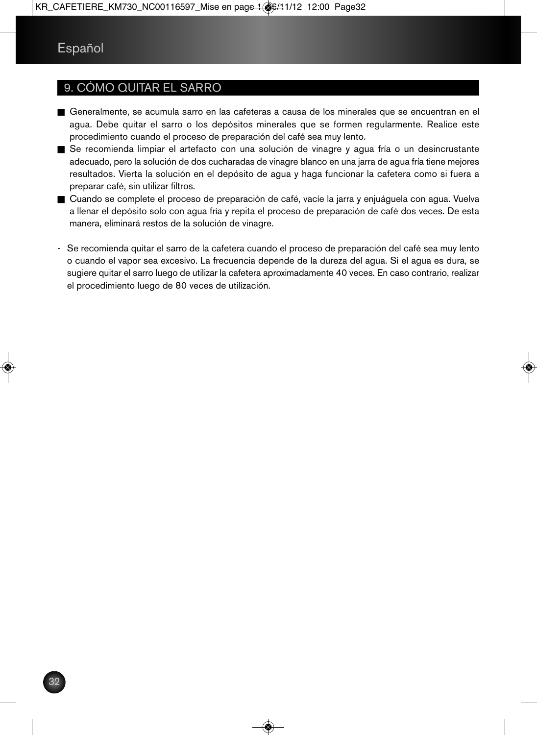## 9. CÓMO QUITAR EL SARRO

- Generalmente, se acumula sarro en las cafeteras a causa de los minerales que se encuentran en el agua. Debe quitar el sarro o los depósitos minerales que se formen regularmente. Realice este procedimiento cuando el proceso de preparación del café sea muy lento.
- Se recomienda limpiar el artefacto con una solución de vinagre y agua fría o un desincrustante adecuado, pero la solución de dos cucharadas de vinagre blanco en una jarra de agua fría tiene mejores resultados. Vierta la solución en el depósito de agua y haga funcionar la cafetera como si fuera a preparar café, sin utilizar filtros.
- Cuando se complete el proceso de preparación de café, vacíe la jarra y enjuáguela con agua. Vuelva a llenar el depósito solo con agua fría y repita el proceso de preparación de café dos veces. De esta manera, eliminará restos de la solución de vinagre.

- Se recomienda quitar el sarro de la cafetera cuando el proceso de preparación del café sea muy lento o cuando el vapor sea excesivo. La frecuencia depende de la dureza del agua. Si el agua es dura, se sugiere quitar el sarro luego de utilizar la cafetera aproximadamente 40 veces. En caso contrario, realizar el procedimiento luego de 80 veces de utilización.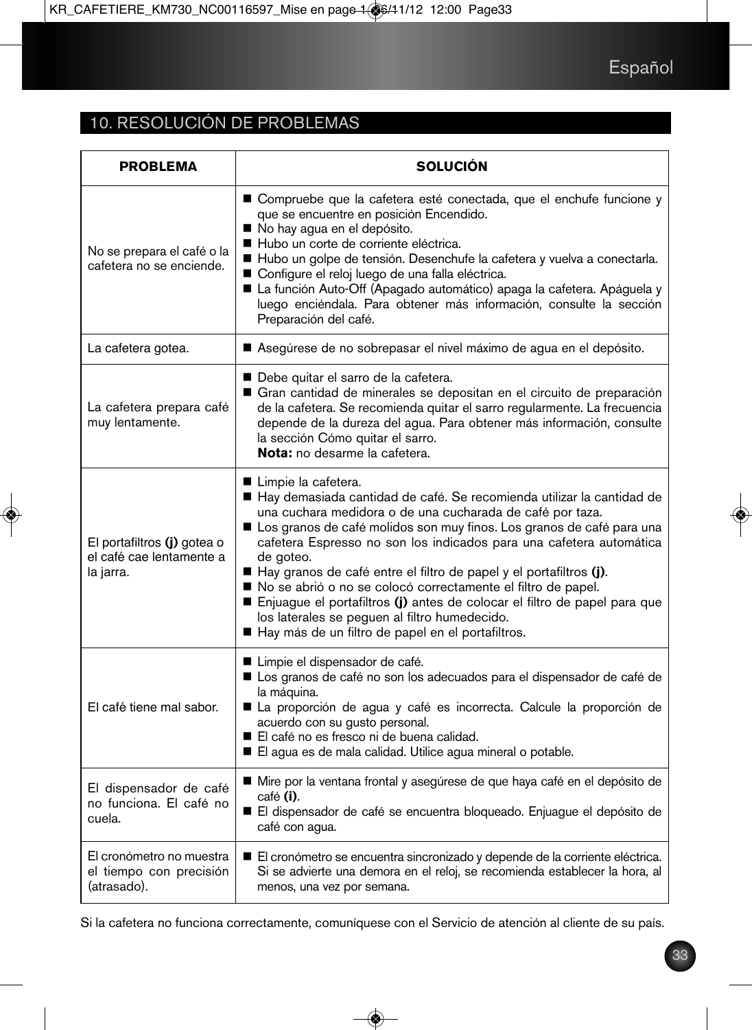## 10. RESOLUCIÓN DE PROBLEMAS

| PROBLEMA | SOLUCIÓN |
|---|---|
| No se prepara el café o la cafetera no se enciende. | ■ Compruebe que la cafetera esté conectada, que el enchufe funcione y que se encuentre en posición Encendido.<br>■ No hay agua en el depósito.<br>■ Hubo un corte de corriente eléctrica.<br>■ Hubo un golpe de tensión. Desenchufe la cafetera y vuelva a conectarla.<br>■ Configure el reloj luego de una falla eléctrica.<br>■ La función Auto-Off (Apagado automático) apaga la cafetera. Apáguela y luego enciéndala. Para obtener más información, consulte la sección Preparación del café. |
| La cafetera gotea. | ■ Asegúrese de no sobrepasar el nivel máximo de agua en el depósito. |
| La cafetera prepara café muy lentamente. | ■ Debe quitar el sarro de la cafetera.<br>■ Gran cantidad de minerales se depositan en el circuito de preparación de la cafetera. Se recomienda quitar el sarro regularmente. La frecuencia depende de la dureza del agua. Para obtener más información, consulte la sección Cómo quitar el sarro.<br>**Nota:** no desarme la cafetera. |
| El portafiltros **(j)** gotea o el café cae lentamente a la jarra. | ■ Limpie la cafetera.<br>■ Hay demasiada cantidad de café. Se recomienda utilizar la cantidad de una cuchara medidora o de una cucharada de café por taza.<br>■ Los granos de café molidos son muy finos. Los granos de café para una cafetera Espresso no son los indicados para una cafetera automática de goteo.<br>■ Hay granos de café entre el filtro de papel y el portafiltros **(j)**.<br>■ No se abrió o no se colocó correctamente el filtro de papel.<br>■ Enjuague el portafiltros **(j)** antes de colocar el filtro de papel para que los laterales se peguen al filtro humedecido.<br>■ Hay más de un filtro de papel en el portafiltros. |
| El café tiene mal sabor. | ■ Limpie el dispensador de café.<br>■ Los granos de café no son los adecuados para el dispensador de café de la máquina.<br>■ La proporción de agua y café es incorrecta. Calcule la proporción de acuerdo con su gusto personal.<br>■ El café no es fresco ni de buena calidad.<br>■ El agua es de mala calidad. Utilice agua mineral o potable. |
| El dispensador de café no funciona. El café no cuela. | ■ Mire por la ventana frontal y asegúrese de que haya café en el depósito de café **(i)**.<br>■ El dispensador de café se encuentra bloqueado. Enjuague el depósito de café con agua. |
| El cronómetro no muestra el tiempo con precisión (atrasado). | ■ El cronómetro se encuentra sincronizado y depende de la corriente eléctrica. Si se advierte una demora en el reloj, se recomienda establecer la hora, al menos, una vez por semana. |

Si la cafetera no funciona correctamente, comuníquese con el Servicio de atención al cliente de su país.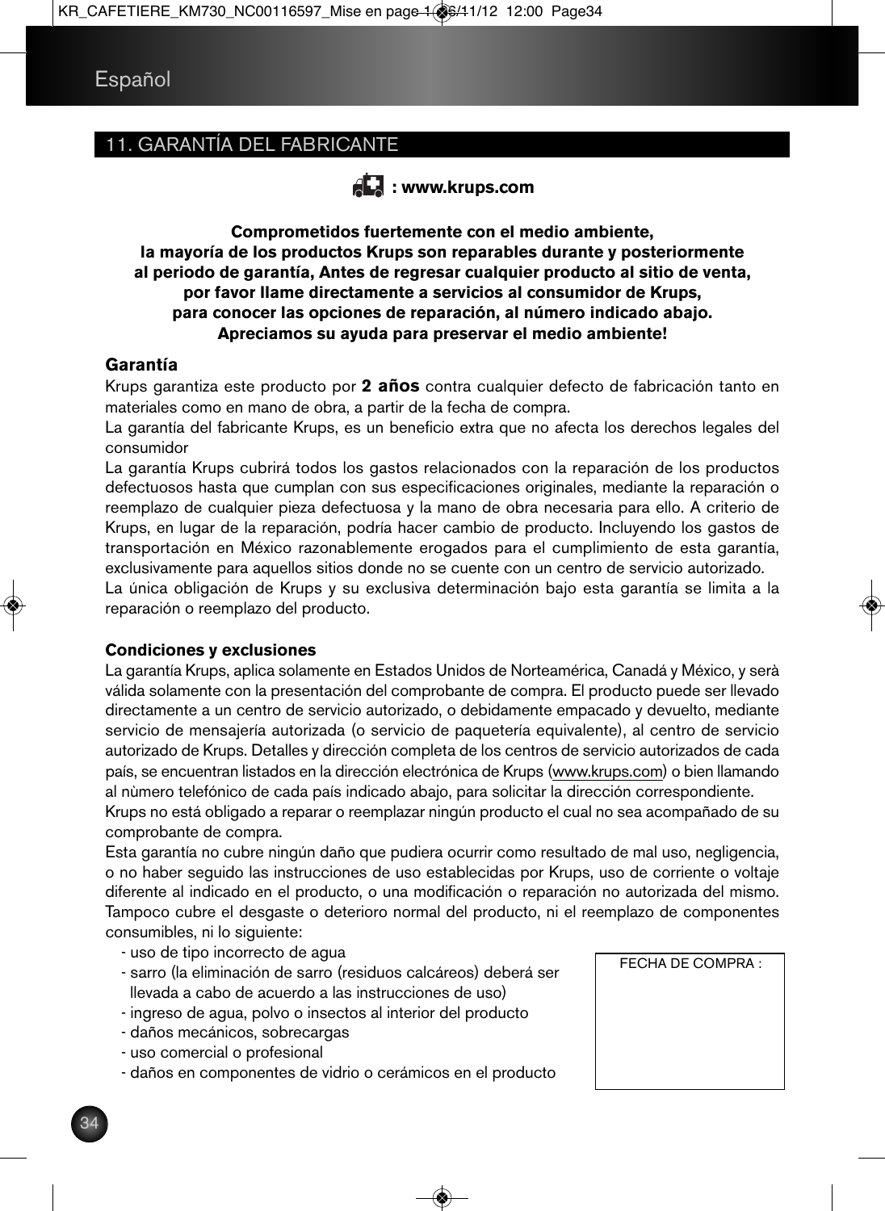## 11. GARANTÍA DEL FABRICANTE

**: www.krups.com**

**Comprometidos fuertemente con el medio ambiente, la mayoría de los productos Krups son reparables durante y posteriormente al periodo de garantía, Antes de regresar cualquier producto al sitio de venta, por favor llame directamente a servicios al consumidor de Krups, para conocer las opciones de reparación, al número indicado abajo. Apreciamos su ayuda para preservar el medio ambiente!**

### Garantía

Krups garantiza este producto por **2 años** contra cualquier defecto de fabricación tanto en materiales como en mano de obra, a partir de la fecha de compra.

La garantía del fabricante Krups, es un beneficio extra que no afecta los derechos legales del consumidor

La garantía Krups cubrirá todos los gastos relacionados con la reparación de los productos defectuosos hasta que cumplan con sus especificaciones originales, mediante la reparación o reemplazo de cualquier pieza defectuosa y la mano de obra necesaria para ello. A criterio de Krups, en lugar de la reparación, podría hacer cambio de producto. Incluyendo los gastos de transportación en México razonablemente erogados para el cumplimiento de esta garantía, exclusivamente para aquellos sitios donde no se cuente con un centro de servicio autorizado.

La única obligación de Krups y su exclusiva determinación bajo esta garantía se limita a la reparación o reemplazo del producto.

### Condiciones y exclusiones

La garantía Krups, aplica solamente en Estados Unidos de Norteamérica, Canadá y México, y serà válida solamente con la presentación del comprobante de compra. El producto puede ser llevado directamente a un centro de servicio autorizado, o debidamente empacado y devuelto, mediante servicio de mensajería autorizada (o servicio de paquetería equivalente), al centro de servicio autorizado de Krups. Detalles y dirección completa de los centros de servicio autorizados de cada país, se encuentran listados en la dirección electrónica de Krups (www.krups.com) o bien llamando al nùmero telefónico de cada país indicado abajo, para solicitar la dirección correspondiente.

Krups no está obligado a reparar o reemplazar ningún producto el cual no sea acompañado de su comprobante de compra.

Esta garantía no cubre ningún daño que pudiera ocurrir como resultado de mal uso, negligencia, o no haber seguido las instrucciones de uso establecidas por Krups, uso de corriente o voltaje diferente al indicado en el producto, o una modificación o reparación no autorizada del mismo. Tampoco cubre el desgaste o deterioro normal del producto, ni el reemplazo de componentes consumibles, ni lo siguiente:

- uso de tipo incorrecto de agua
- sarro (la eliminación de sarro (residuos calcáreos) deberá ser llevada a cabo de acuerdo a las instrucciones de uso)
- ingreso de agua, polvo o insectos al interior del producto
- daños mecánicos, sobrecargas
- uso comercial o profesional
- daños en componentes de vidrio o cerámicos en el producto

FECHA DE COMPRA :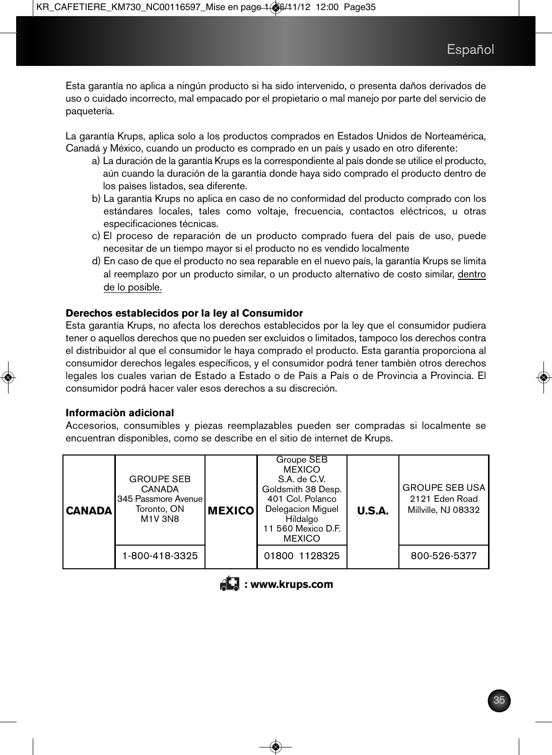Esta garantía no aplica a ningún producto si ha sido intervenido, o presenta daños derivados de uso o cuidado incorrecto, mal empacado por el propietario o mal manejo por parte del servicio de paquetería.

La garantía Krups, aplica solo a los productos comprados en Estados Unidos de Norteamérica, Canadá y México, cuando un producto es comprado en un país y usado en otro diferente:

a) La duración de la garantía Krups es la correspondiente al país donde se utilice el producto, aún cuando la duración de la garantía donde haya sido comprado el producto dentro de los paìses listados, sea diferente.
b) La garantía Krups no aplica en caso de no conformidad del producto comprado con los estándares locales, tales como voltaje, frecuencia, contactos eléctricos, u otras especificaciones técnicas.
c) El proceso de reparación de un producto comprado fuera del pais de uso, puede necesitar de un tiempo mayor si el producto no es vendido localmente
d) En caso de que el producto no sea reparable en el nuevo país, la garantía Krups se limita al reemplazo por un producto similar, o un producto alternativo de costo similar, dentro de lo posible.

**Derechos establecidos por la ley al Consumidor**

Esta garantía Krups, no afecta los derechos establecidos por la ley que el consumidor pudiera tener o aquellos derechos que no pueden ser excluidos o limitados, tampoco los derechos contra el distribuidor al que el consumidor le haya comprado el producto. Esta garantía proporciona al consumidor derechos legales específicos, y el consumidor podrá tener tambièn otros derechos legales los cuales varian de Estado a Estado o de País a País o de Provincia a Provincia. El consumidor podrá hacer valer esos derechos a su discreción.

**Informaciòn adicional**

Accesorios, consumibles y piezas reemplazables pueden ser compradas si localmente se encuentran disponibles, como se describe en el sitio de internet de Krups.

| | | | | | |
|---|---|---|---|---|---|
| **CANADA** | GROUPE SEB CANADA 345 Passmore Avenue Toronto, ON M1V 3N8 | **MEXICO** | Groupe SEB MEXICO S.A. de C.V. Goldsmith 38 Desp. 401 Col. Polanco Delegacion Miguel Hildalgo 11 560 Mexico D.F. MEXICO | **U.S.A.** | GROUPE SEB USA 2121 Eden Road Millville, NJ 08332 |
| | 1-800-418-3325 | | 01800 1128325 | | 800-526-5377 |

**: www.krups.com**